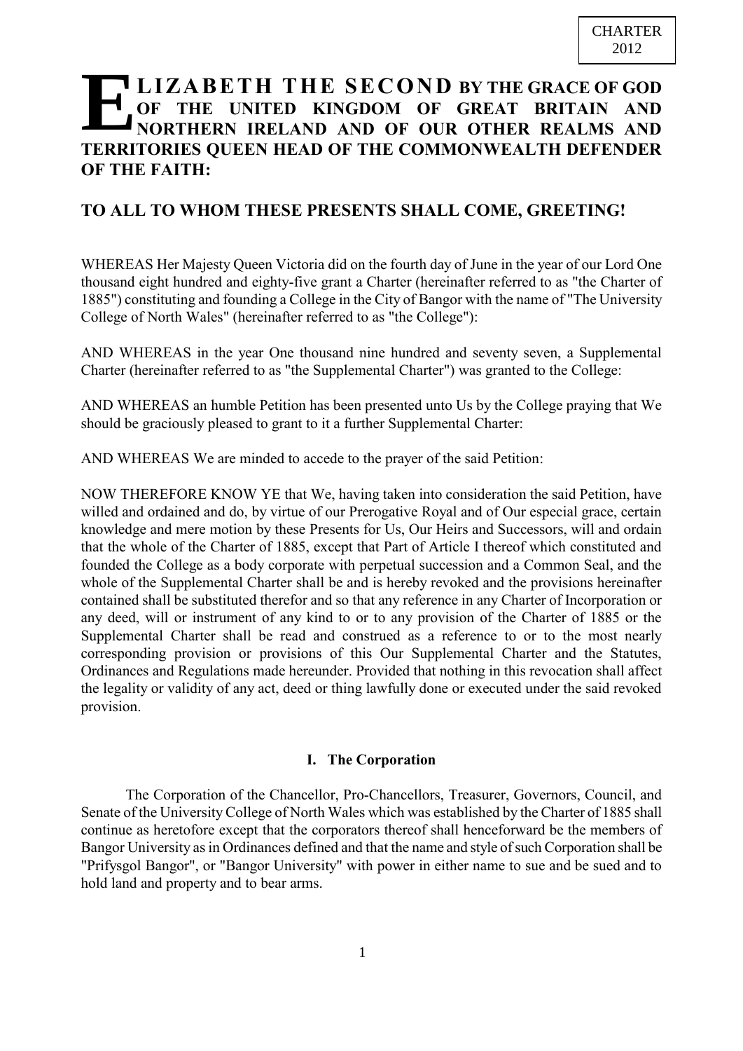CHARTER
2012

**ELIZABETH THE SECOND BY THE GRACE OF GOD OF THE UNITED KINGDOM OF GREAT BRITAIN AND NORTHERN IRELAND AND OF OUR OTHER REALMS AND TERRITORIES QUEEN HEAD OF THE COMMONWEALTH DEFENDER OF THE FAITH:**

## TO ALL TO WHOM THESE PRESENTS SHALL COME, GREETING!

WHEREAS Her Majesty Queen Victoria did on the fourth day of June in the year of our Lord One thousand eight hundred and eighty-five grant a Charter (hereinafter referred to as "the Charter of 1885") constituting and founding a College in the City of Bangor with the name of "The University College of North Wales" (hereinafter referred to as "the College"):

AND WHEREAS in the year One thousand nine hundred and seventy seven, a Supplemental Charter (hereinafter referred to as "the Supplemental Charter") was granted to the College:

AND WHEREAS an humble Petition has been presented unto Us by the College praying that We should be graciously pleased to grant to it a further Supplemental Charter:

AND WHEREAS We are minded to accede to the prayer of the said Petition:

NOW THEREFORE KNOW YE that We, having taken into consideration the said Petition, have willed and ordained and do, by virtue of our Prerogative Royal and of Our especial grace, certain knowledge and mere motion by these Presents for Us, Our Heirs and Successors, will and ordain that the whole of the Charter of 1885, except that Part of Article I thereof which constituted and founded the College as a body corporate with perpetual succession and a Common Seal, and the whole of the Supplemental Charter shall be and is hereby revoked and the provisions hereinafter contained shall be substituted therefor and so that any reference in any Charter of Incorporation or any deed, will or instrument of any kind to or to any provision of the Charter of 1885 or the Supplemental Charter shall be read and construed as a reference to or to the most nearly corresponding provision or provisions of this Our Supplemental Charter and the Statutes, Ordinances and Regulations made hereunder. Provided that nothing in this revocation shall affect the legality or validity of any act, deed or thing lawfully done or executed under the said revoked provision.

### I. The Corporation

The Corporation of the Chancellor, Pro-Chancellors, Treasurer, Governors, Council, and Senate of the University College of North Wales which was established by the Charter of 1885 shall continue as heretofore except that the corporators thereof shall henceforward be the members of Bangor University as in Ordinances defined and that the name and style of such Corporation shall be "Prifysgol Bangor", or "Bangor University" with power in either name to sue and be sued and to hold land and property and to bear arms.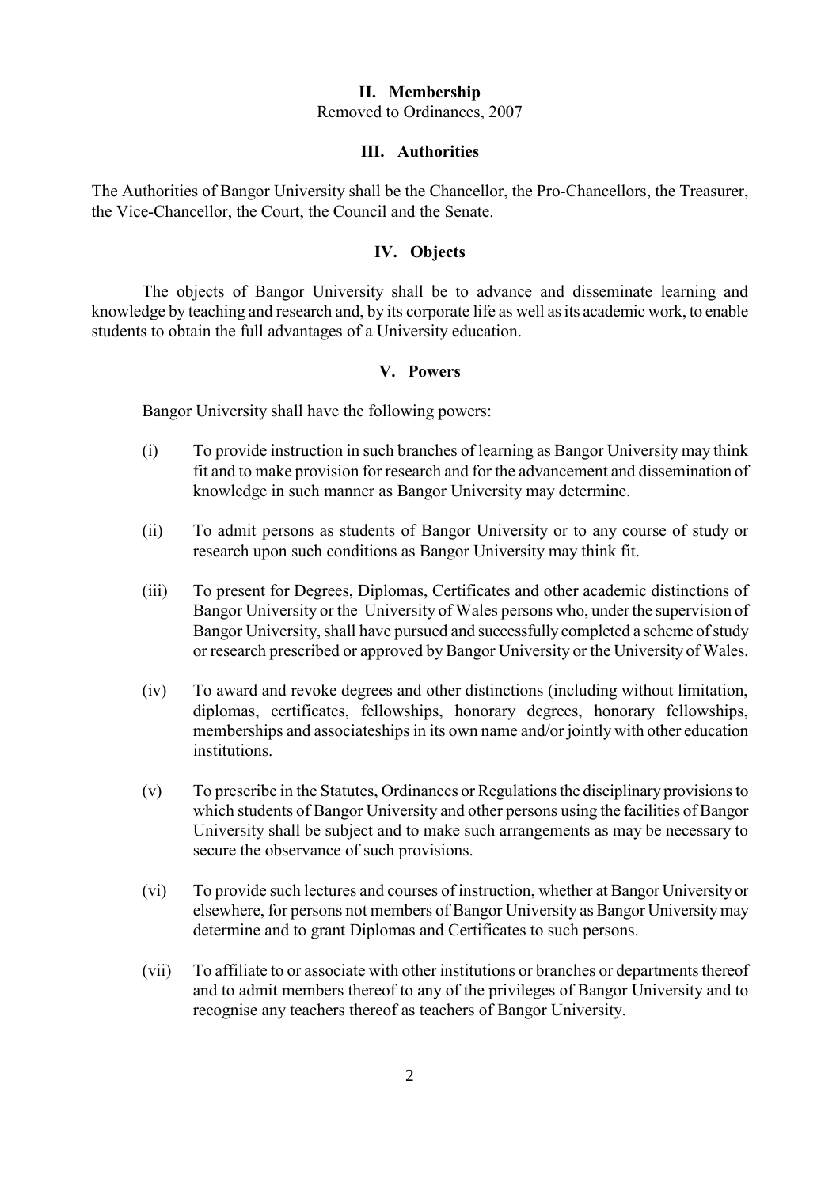## II. Membership

Removed to Ordinances, 2007

## III. Authorities

The Authorities of Bangor University shall be the Chancellor, the Pro-Chancellors, the Treasurer, the Vice-Chancellor, the Court, the Council and the Senate.

## IV. Objects

The objects of Bangor University shall be to advance and disseminate learning and knowledge by teaching and research and, by its corporate life as well as its academic work, to enable students to obtain the full advantages of a University education.

## V. Powers

Bangor University shall have the following powers:

(i) To provide instruction in such branches of learning as Bangor University may think fit and to make provision for research and for the advancement and dissemination of knowledge in such manner as Bangor University may determine.

(ii) To admit persons as students of Bangor University or to any course of study or research upon such conditions as Bangor University may think fit.

(iii) To present for Degrees, Diplomas, Certificates and other academic distinctions of Bangor University or the University of Wales persons who, under the supervision of Bangor University, shall have pursued and successfully completed a scheme of study or research prescribed or approved by Bangor University or the University of Wales.

(iv) To award and revoke degrees and other distinctions (including without limitation, diplomas, certificates, fellowships, honorary degrees, honorary fellowships, memberships and associateships in its own name and/or jointly with other education institutions.

(v) To prescribe in the Statutes, Ordinances or Regulations the disciplinary provisions to which students of Bangor University and other persons using the facilities of Bangor University shall be subject and to make such arrangements as may be necessary to secure the observance of such provisions.

(vi) To provide such lectures and courses of instruction, whether at Bangor University or elsewhere, for persons not members of Bangor University as Bangor University may determine and to grant Diplomas and Certificates to such persons.

(vii) To affiliate to or associate with other institutions or branches or departments thereof and to admit members thereof to any of the privileges of Bangor University and to recognise any teachers thereof as teachers of Bangor University.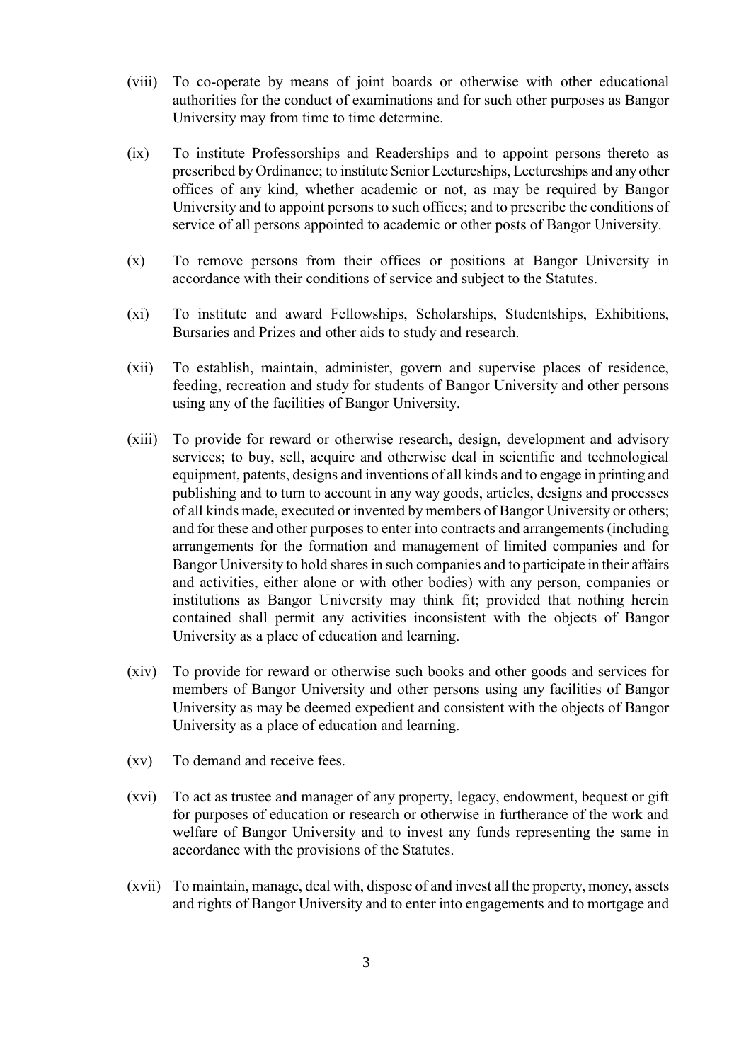(viii) To co-operate by means of joint boards or otherwise with other educational authorities for the conduct of examinations and for such other purposes as Bangor University may from time to time determine.

(ix) To institute Professorships and Readerships and to appoint persons thereto as prescribed by Ordinance; to institute Senior Lectureships, Lectureships and any other offices of any kind, whether academic or not, as may be required by Bangor University and to appoint persons to such offices; and to prescribe the conditions of service of all persons appointed to academic or other posts of Bangor University.

(x) To remove persons from their offices or positions at Bangor University in accordance with their conditions of service and subject to the Statutes.

(xi) To institute and award Fellowships, Scholarships, Studentships, Exhibitions, Bursaries and Prizes and other aids to study and research.

(xii) To establish, maintain, administer, govern and supervise places of residence, feeding, recreation and study for students of Bangor University and other persons using any of the facilities of Bangor University.

(xiii) To provide for reward or otherwise research, design, development and advisory services; to buy, sell, acquire and otherwise deal in scientific and technological equipment, patents, designs and inventions of all kinds and to engage in printing and publishing and to turn to account in any way goods, articles, designs and processes of all kinds made, executed or invented by members of Bangor University or others; and for these and other purposes to enter into contracts and arrangements (including arrangements for the formation and management of limited companies and for Bangor University to hold shares in such companies and to participate in their affairs and activities, either alone or with other bodies) with any person, companies or institutions as Bangor University may think fit; provided that nothing herein contained shall permit any activities inconsistent with the objects of Bangor University as a place of education and learning.

(xiv) To provide for reward or otherwise such books and other goods and services for members of Bangor University and other persons using any facilities of Bangor University as may be deemed expedient and consistent with the objects of Bangor University as a place of education and learning.

(xv) To demand and receive fees.

(xvi) To act as trustee and manager of any property, legacy, endowment, bequest or gift for purposes of education or research or otherwise in furtherance of the work and welfare of Bangor University and to invest any funds representing the same in accordance with the provisions of the Statutes.

(xvii) To maintain, manage, deal with, dispose of and invest all the property, money, assets and rights of Bangor University and to enter into engagements and to mortgage and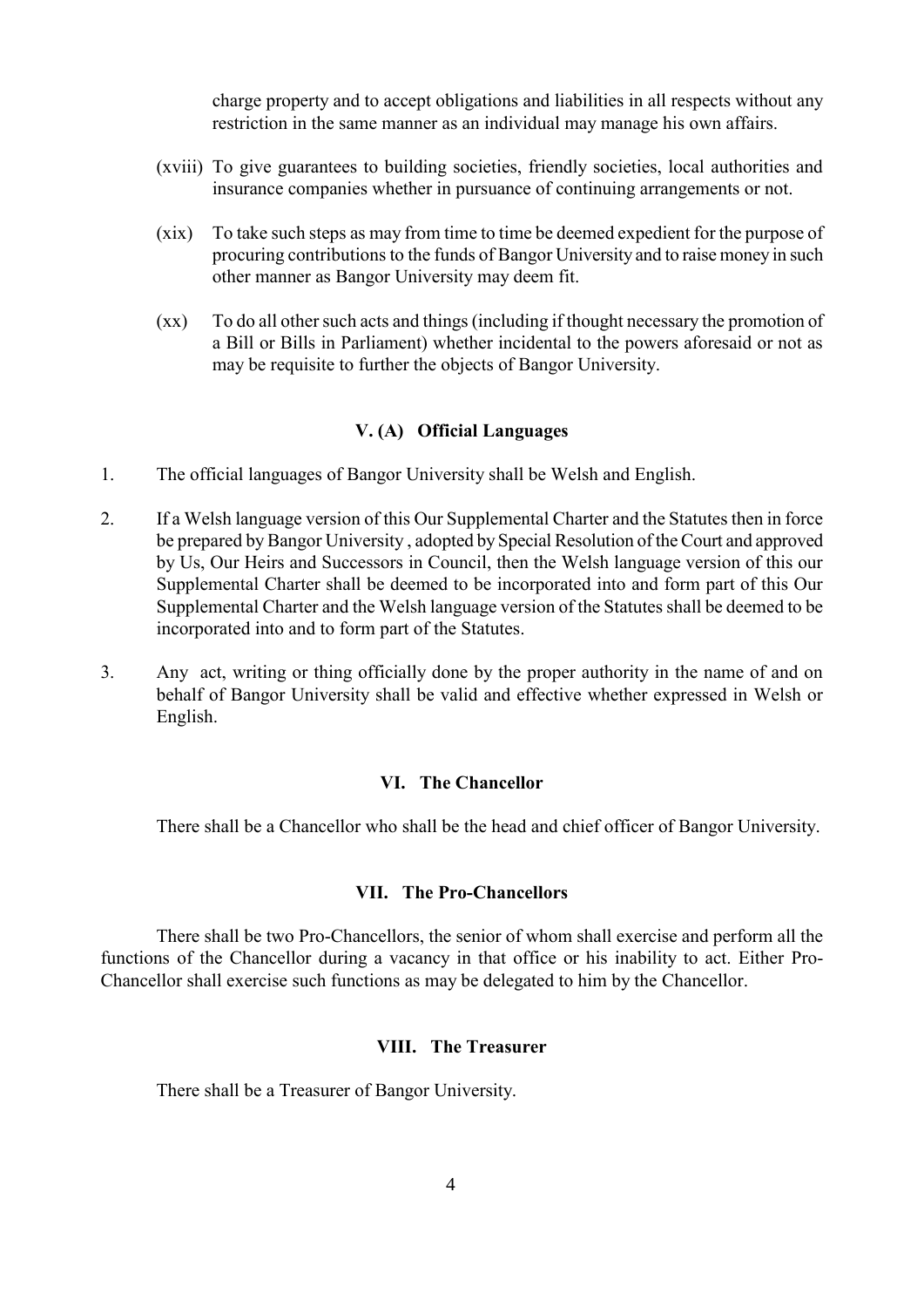charge property and to accept obligations and liabilities in all respects without any restriction in the same manner as an individual may manage his own affairs.

(xviii) To give guarantees to building societies, friendly societies, local authorities and insurance companies whether in pursuance of continuing arrangements or not.

(xix) To take such steps as may from time to time be deemed expedient for the purpose of procuring contributions to the funds of Bangor University and to raise money in such other manner as Bangor University may deem fit.

(xx) To do all other such acts and things (including if thought necessary the promotion of a Bill or Bills in Parliament) whether incidental to the powers aforesaid or not as may be requisite to further the objects of Bangor University.

### V. (A) Official Languages

1. The official languages of Bangor University shall be Welsh and English.

2. If a Welsh language version of this Our Supplemental Charter and the Statutes then in force be prepared by Bangor University , adopted by Special Resolution of the Court and approved by Us, Our Heirs and Successors in Council, then the Welsh language version of this our Supplemental Charter shall be deemed to be incorporated into and form part of this Our Supplemental Charter and the Welsh language version of the Statutes shall be deemed to be incorporated into and to form part of the Statutes.

3. Any act, writing or thing officially done by the proper authority in the name of and on behalf of Bangor University shall be valid and effective whether expressed in Welsh or English.

### VI. The Chancellor

There shall be a Chancellor who shall be the head and chief officer of Bangor University.

### VII. The Pro-Chancellors

There shall be two Pro-Chancellors, the senior of whom shall exercise and perform all the functions of the Chancellor during a vacancy in that office or his inability to act. Either Pro-Chancellor shall exercise such functions as may be delegated to him by the Chancellor.

### VIII. The Treasurer

There shall be a Treasurer of Bangor University.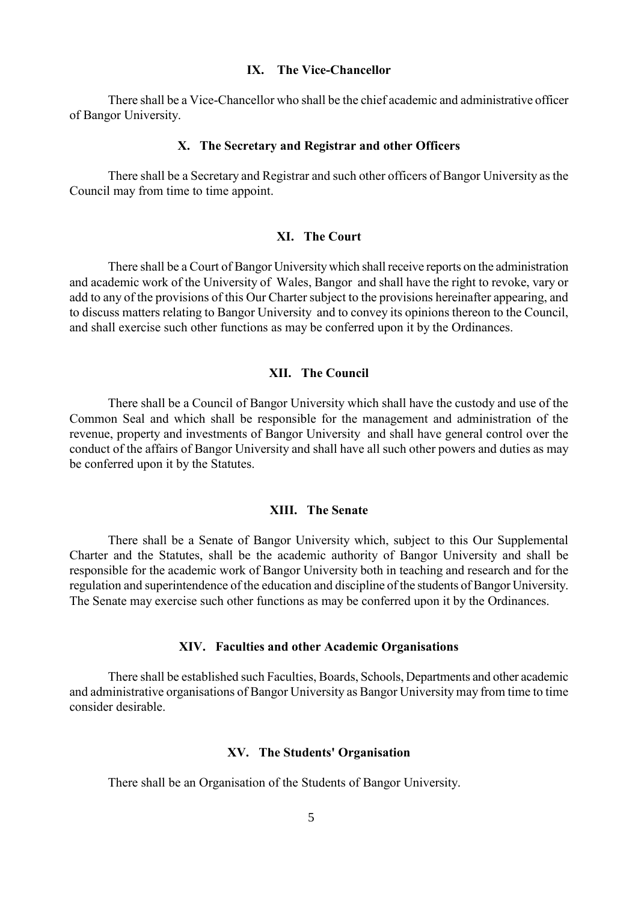## IX. The Vice-Chancellor

There shall be a Vice-Chancellor who shall be the chief academic and administrative officer of Bangor University.

## X. The Secretary and Registrar and other Officers

There shall be a Secretary and Registrar and such other officers of Bangor University as the Council may from time to time appoint.

## XI. The Court

There shall be a Court of Bangor University which shall receive reports on the administration and academic work of the University of Wales, Bangor and shall have the right to revoke, vary or add to any of the provisions of this Our Charter subject to the provisions hereinafter appearing, and to discuss matters relating to Bangor University and to convey its opinions thereon to the Council, and shall exercise such other functions as may be conferred upon it by the Ordinances.

## XII. The Council

There shall be a Council of Bangor University which shall have the custody and use of the Common Seal and which shall be responsible for the management and administration of the revenue, property and investments of Bangor University and shall have general control over the conduct of the affairs of Bangor University and shall have all such other powers and duties as may be conferred upon it by the Statutes.

## XIII. The Senate

There shall be a Senate of Bangor University which, subject to this Our Supplemental Charter and the Statutes, shall be the academic authority of Bangor University and shall be responsible for the academic work of Bangor University both in teaching and research and for the regulation and superintendence of the education and discipline of the students of Bangor University. The Senate may exercise such other functions as may be conferred upon it by the Ordinances.

## XIV. Faculties and other Academic Organisations

There shall be established such Faculties, Boards, Schools, Departments and other academic and administrative organisations of Bangor University as Bangor University may from time to time consider desirable.

## XV. The Students' Organisation

There shall be an Organisation of the Students of Bangor University.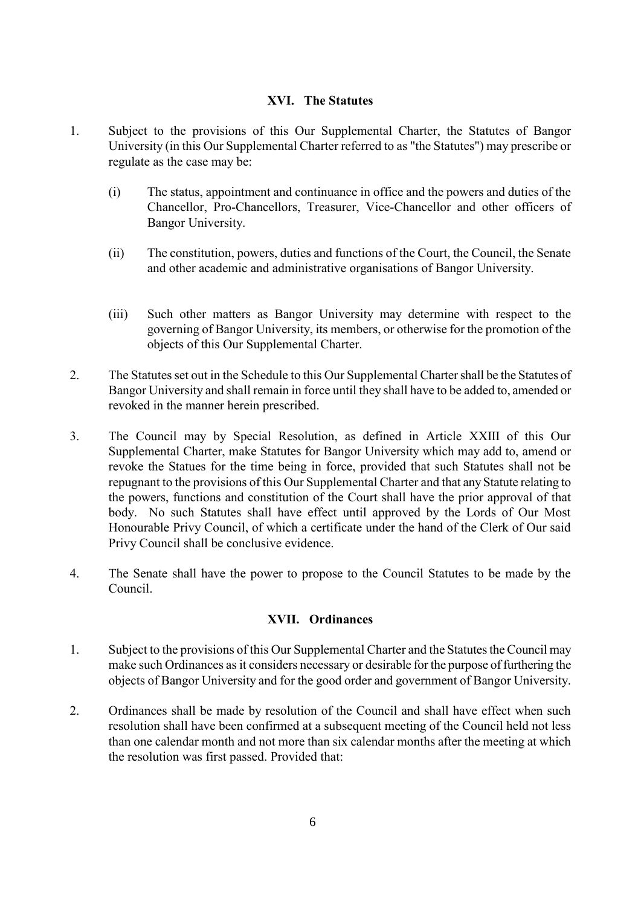## XVI. The Statutes

1. Subject to the provisions of this Our Supplemental Charter, the Statutes of Bangor University (in this Our Supplemental Charter referred to as "the Statutes") may prescribe or regulate as the case may be:

   (i) The status, appointment and continuance in office and the powers and duties of the Chancellor, Pro-Chancellors, Treasurer, Vice-Chancellor and other officers of Bangor University.

   (ii) The constitution, powers, duties and functions of the Court, the Council, the Senate and other academic and administrative organisations of Bangor University.

   (iii) Such other matters as Bangor University may determine with respect to the governing of Bangor University, its members, or otherwise for the promotion of the objects of this Our Supplemental Charter.

2. The Statutes set out in the Schedule to this Our Supplemental Charter shall be the Statutes of Bangor University and shall remain in force until they shall have to be added to, amended or revoked in the manner herein prescribed.

3. The Council may by Special Resolution, as defined in Article XXIII of this Our Supplemental Charter, make Statutes for Bangor University which may add to, amend or revoke the Statues for the time being in force, provided that such Statutes shall not be repugnant to the provisions of this Our Supplemental Charter and that any Statute relating to the powers, functions and constitution of the Court shall have the prior approval of that body. No such Statutes shall have effect until approved by the Lords of Our Most Honourable Privy Council, of which a certificate under the hand of the Clerk of Our said Privy Council shall be conclusive evidence.

4. The Senate shall have the power to propose to the Council Statutes to be made by the Council.

## XVII. Ordinances

1. Subject to the provisions of this Our Supplemental Charter and the Statutes the Council may make such Ordinances as it considers necessary or desirable for the purpose of furthering the objects of Bangor University and for the good order and government of Bangor University.

2. Ordinances shall be made by resolution of the Council and shall have effect when such resolution shall have been confirmed at a subsequent meeting of the Council held not less than one calendar month and not more than six calendar months after the meeting at which the resolution was first passed. Provided that: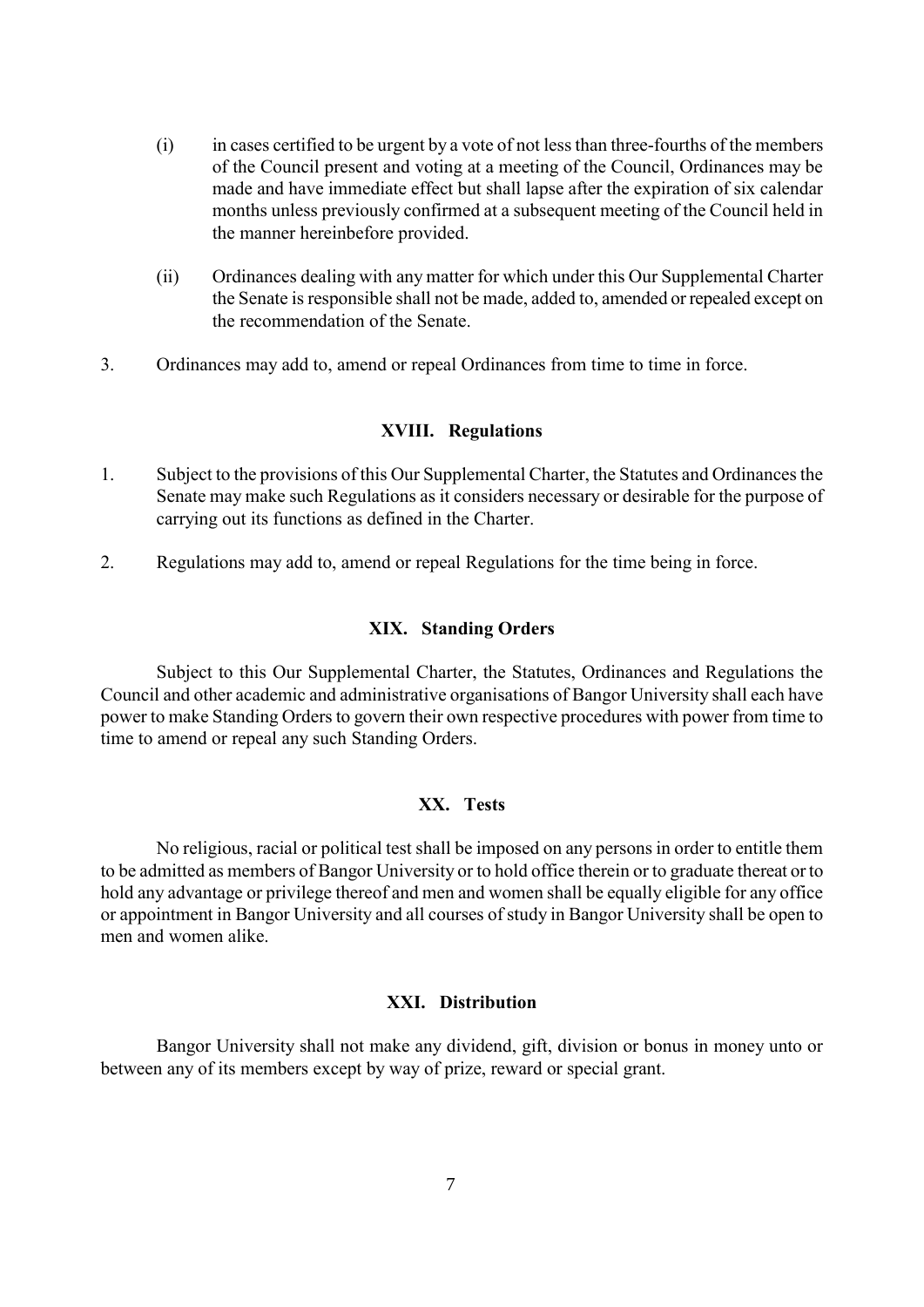(i) in cases certified to be urgent by a vote of not less than three-fourths of the members of the Council present and voting at a meeting of the Council, Ordinances may be made and have immediate effect but shall lapse after the expiration of six calendar months unless previously confirmed at a subsequent meeting of the Council held in the manner hereinbefore provided.

(ii) Ordinances dealing with any matter for which under this Our Supplemental Charter the Senate is responsible shall not be made, added to, amended or repealed except on the recommendation of the Senate.

3. Ordinances may add to, amend or repeal Ordinances from time to time in force.

## XVIII. Regulations

1. Subject to the provisions of this Our Supplemental Charter, the Statutes and Ordinances the Senate may make such Regulations as it considers necessary or desirable for the purpose of carrying out its functions as defined in the Charter.

2. Regulations may add to, amend or repeal Regulations for the time being in force.

## XIX. Standing Orders

Subject to this Our Supplemental Charter, the Statutes, Ordinances and Regulations the Council and other academic and administrative organisations of Bangor University shall each have power to make Standing Orders to govern their own respective procedures with power from time to time to amend or repeal any such Standing Orders.

## XX. Tests

No religious, racial or political test shall be imposed on any persons in order to entitle them to be admitted as members of Bangor University or to hold office therein or to graduate thereat or to hold any advantage or privilege thereof and men and women shall be equally eligible for any office or appointment in Bangor University and all courses of study in Bangor University shall be open to men and women alike.

## XXI. Distribution

Bangor University shall not make any dividend, gift, division or bonus in money unto or between any of its members except by way of prize, reward or special grant.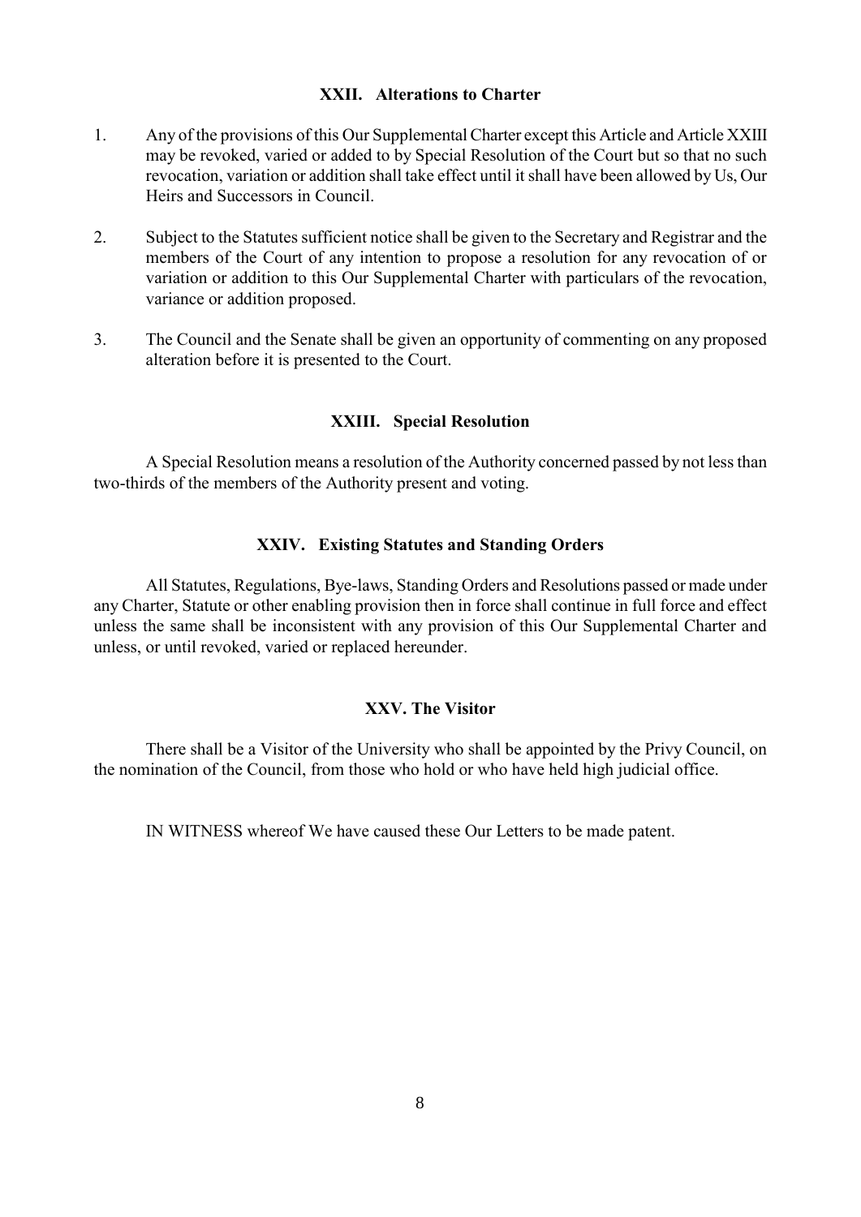### XXII. Alterations to Charter

1. Any of the provisions of this Our Supplemental Charter except this Article and Article XXIII may be revoked, varied or added to by Special Resolution of the Court but so that no such revocation, variation or addition shall take effect until it shall have been allowed by Us, Our Heirs and Successors in Council.

2. Subject to the Statutes sufficient notice shall be given to the Secretary and Registrar and the members of the Court of any intention to propose a resolution for any revocation of or variation or addition to this Our Supplemental Charter with particulars of the revocation, variance or addition proposed.

3. The Council and the Senate shall be given an opportunity of commenting on any proposed alteration before it is presented to the Court.

### XXIII. Special Resolution

A Special Resolution means a resolution of the Authority concerned passed by not less than two-thirds of the members of the Authority present and voting.

### XXIV. Existing Statutes and Standing Orders

All Statutes, Regulations, Bye-laws, Standing Orders and Resolutions passed or made under any Charter, Statute or other enabling provision then in force shall continue in full force and effect unless the same shall be inconsistent with any provision of this Our Supplemental Charter and unless, or until revoked, varied or replaced hereunder.

### XXV. The Visitor

There shall be a Visitor of the University who shall be appointed by the Privy Council, on the nomination of the Council, from those who hold or who have held high judicial office.

IN WITNESS whereof We have caused these Our Letters to be made patent.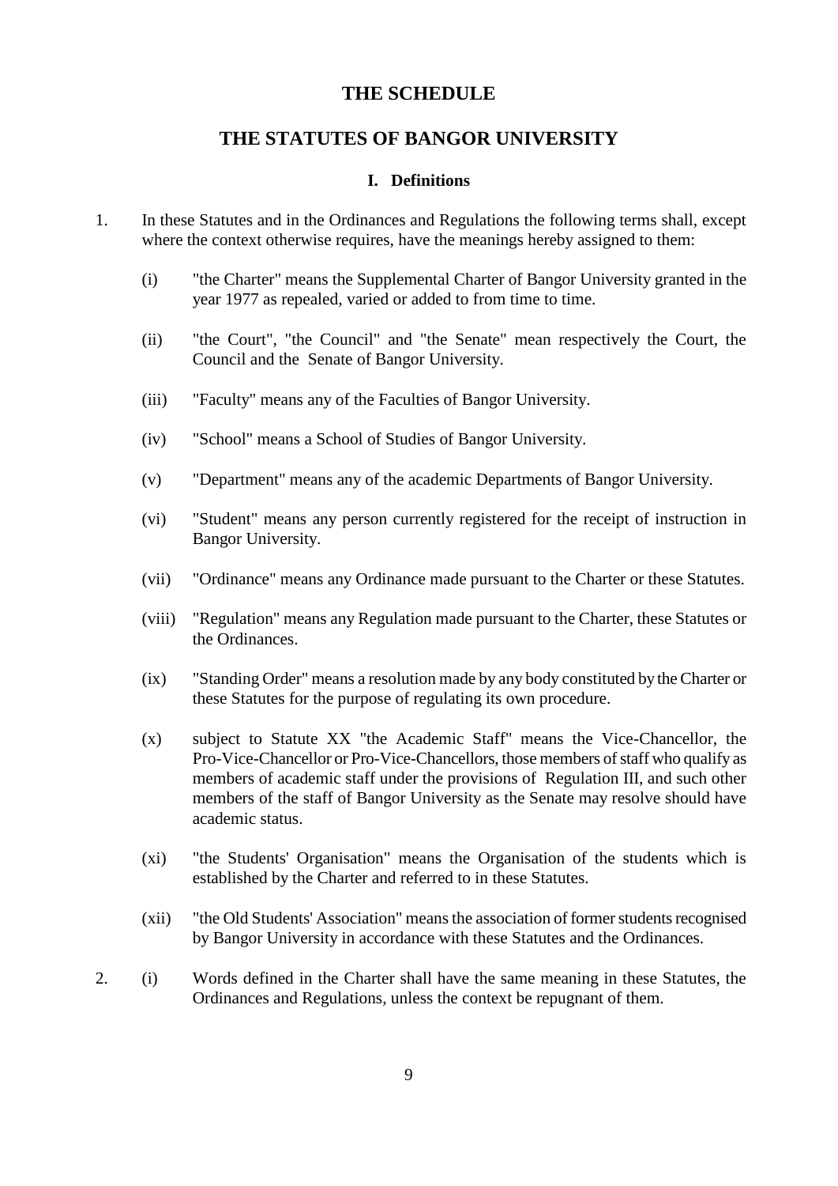# THE SCHEDULE

# THE STATUTES OF BANGOR UNIVERSITY

## I. Definitions

1. In these Statutes and in the Ordinances and Regulations the following terms shall, except where the context otherwise requires, have the meanings hereby assigned to them:

   (i) "the Charter" means the Supplemental Charter of Bangor University granted in the year 1977 as repealed, varied or added to from time to time.

   (ii) "the Court", "the Council" and "the Senate" mean respectively the Court, the Council and the Senate of Bangor University.

   (iii) "Faculty" means any of the Faculties of Bangor University.

   (iv) "School" means a School of Studies of Bangor University.

   (v) "Department" means any of the academic Departments of Bangor University.

   (vi) "Student" means any person currently registered for the receipt of instruction in Bangor University.

   (vii) "Ordinance" means any Ordinance made pursuant to the Charter or these Statutes.

   (viii) "Regulation" means any Regulation made pursuant to the Charter, these Statutes or the Ordinances.

   (ix) "Standing Order" means a resolution made by any body constituted by the Charter or these Statutes for the purpose of regulating its own procedure.

   (x) subject to Statute XX "the Academic Staff" means the Vice-Chancellor, the Pro-Vice-Chancellor or Pro-Vice-Chancellors, those members of staff who qualify as members of academic staff under the provisions of Regulation III, and such other members of the staff of Bangor University as the Senate may resolve should have academic status.

   (xi) "the Students' Organisation" means the Organisation of the students which is established by the Charter and referred to in these Statutes.

   (xii) "the Old Students' Association" means the association of former students recognised by Bangor University in accordance with these Statutes and the Ordinances.

2. (i) Words defined in the Charter shall have the same meaning in these Statutes, the Ordinances and Regulations, unless the context be repugnant of them.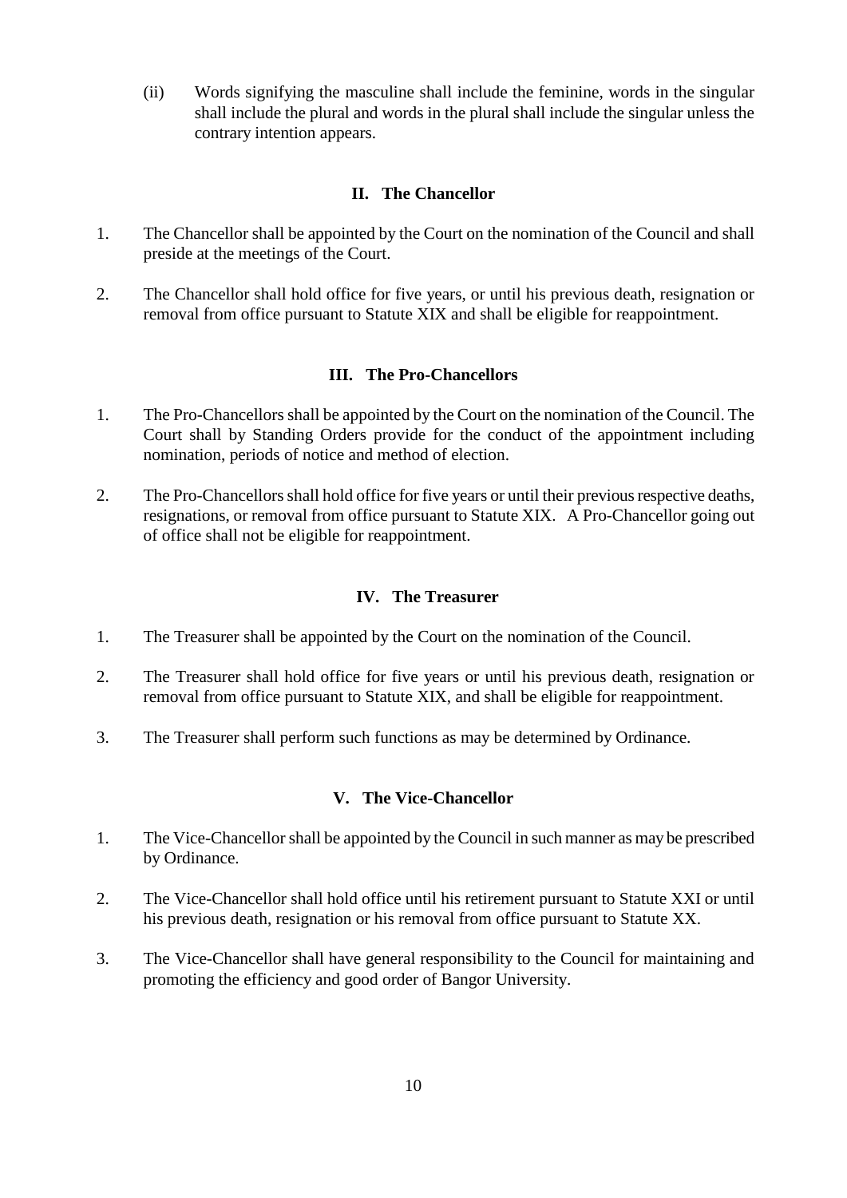(ii) Words signifying the masculine shall include the feminine, words in the singular shall include the plural and words in the plural shall include the singular unless the contrary intention appears.

## II. The Chancellor

1. The Chancellor shall be appointed by the Court on the nomination of the Council and shall preside at the meetings of the Court.

2. The Chancellor shall hold office for five years, or until his previous death, resignation or removal from office pursuant to Statute XIX and shall be eligible for reappointment.

## III. The Pro-Chancellors

1. The Pro-Chancellors shall be appointed by the Court on the nomination of the Council. The Court shall by Standing Orders provide for the conduct of the appointment including nomination, periods of notice and method of election.

2. The Pro-Chancellors shall hold office for five years or until their previous respective deaths, resignations, or removal from office pursuant to Statute XIX. A Pro-Chancellor going out of office shall not be eligible for reappointment.

## IV. The Treasurer

1. The Treasurer shall be appointed by the Court on the nomination of the Council.

2. The Treasurer shall hold office for five years or until his previous death, resignation or removal from office pursuant to Statute XIX, and shall be eligible for reappointment.

3. The Treasurer shall perform such functions as may be determined by Ordinance.

## V. The Vice-Chancellor

1. The Vice-Chancellor shall be appointed by the Council in such manner as may be prescribed by Ordinance.

2. The Vice-Chancellor shall hold office until his retirement pursuant to Statute XXI or until his previous death, resignation or his removal from office pursuant to Statute XX.

3. The Vice-Chancellor shall have general responsibility to the Council for maintaining and promoting the efficiency and good order of Bangor University.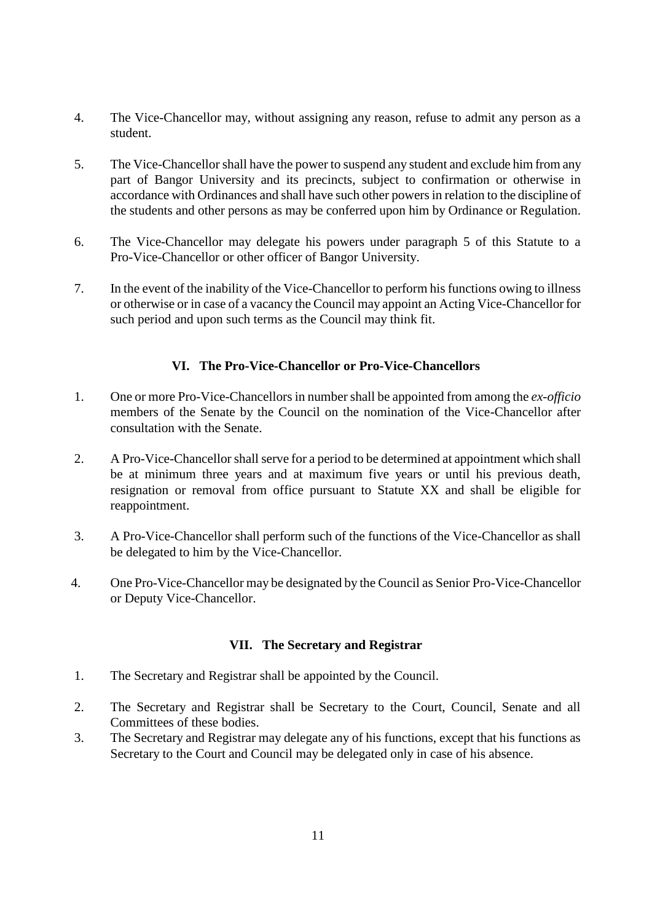4. The Vice-Chancellor may, without assigning any reason, refuse to admit any person as a student.

5. The Vice-Chancellor shall have the power to suspend any student and exclude him from any part of Bangor University and its precincts, subject to confirmation or otherwise in accordance with Ordinances and shall have such other powers in relation to the discipline of the students and other persons as may be conferred upon him by Ordinance or Regulation.

6. The Vice-Chancellor may delegate his powers under paragraph 5 of this Statute to a Pro-Vice-Chancellor or other officer of Bangor University.

7. In the event of the inability of the Vice-Chancellor to perform his functions owing to illness or otherwise or in case of a vacancy the Council may appoint an Acting Vice-Chancellor for such period and upon such terms as the Council may think fit.

## VI. The Pro-Vice-Chancellor or Pro-Vice-Chancellors

1. One or more Pro-Vice-Chancellors in number shall be appointed from among the *ex-officio* members of the Senate by the Council on the nomination of the Vice-Chancellor after consultation with the Senate.

2. A Pro-Vice-Chancellor shall serve for a period to be determined at appointment which shall be at minimum three years and at maximum five years or until his previous death, resignation or removal from office pursuant to Statute XX and shall be eligible for reappointment.

3. A Pro-Vice-Chancellor shall perform such of the functions of the Vice-Chancellor as shall be delegated to him by the Vice-Chancellor.

4. One Pro-Vice-Chancellor may be designated by the Council as Senior Pro-Vice-Chancellor or Deputy Vice-Chancellor.

## VII. The Secretary and Registrar

1. The Secretary and Registrar shall be appointed by the Council.

2. The Secretary and Registrar shall be Secretary to the Court, Council, Senate and all Committees of these bodies.

3. The Secretary and Registrar may delegate any of his functions, except that his functions as Secretary to the Court and Council may be delegated only in case of his absence.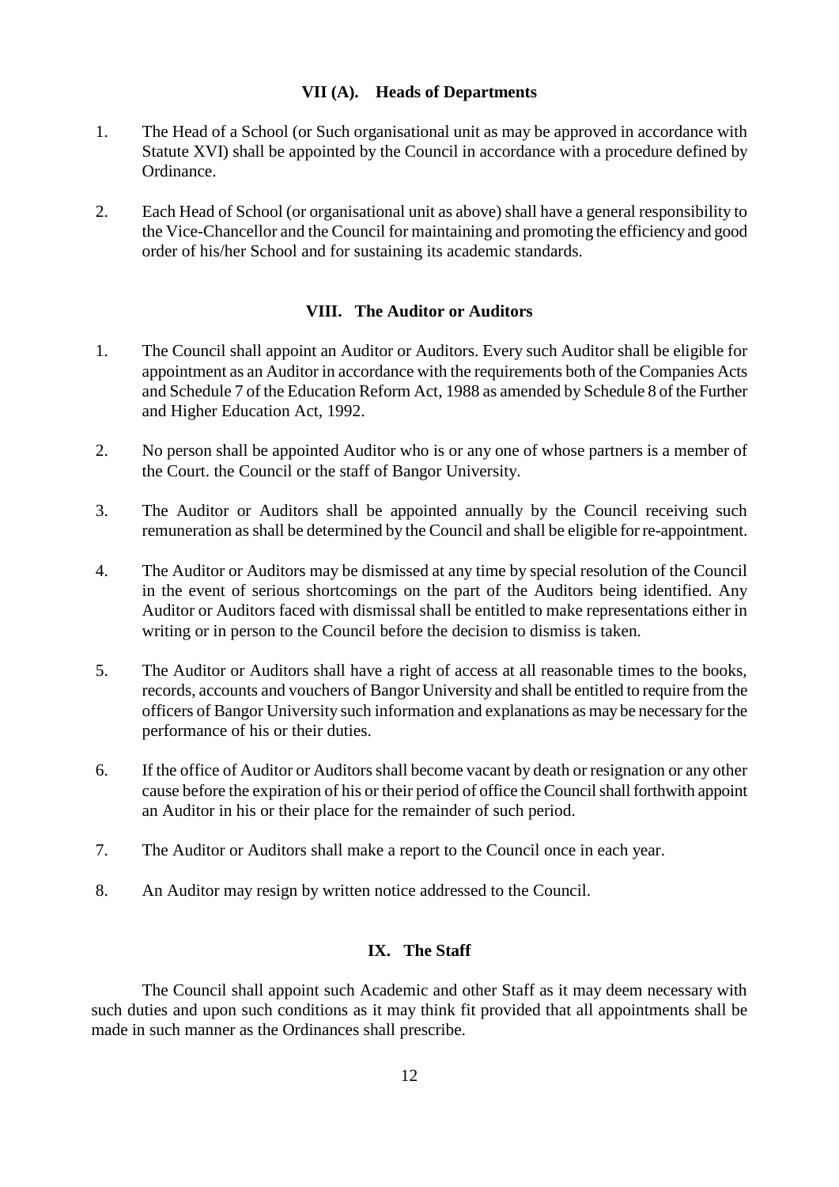### VII (A). Heads of Departments

1. The Head of a School (or Such organisational unit as may be approved in accordance with Statute XVI) shall be appointed by the Council in accordance with a procedure defined by Ordinance.

2. Each Head of School (or organisational unit as above) shall have a general responsibility to the Vice-Chancellor and the Council for maintaining and promoting the efficiency and good order of his/her School and for sustaining its academic standards.

### VIII. The Auditor or Auditors

1. The Council shall appoint an Auditor or Auditors. Every such Auditor shall be eligible for appointment as an Auditor in accordance with the requirements both of the Companies Acts and Schedule 7 of the Education Reform Act, 1988 as amended by Schedule 8 of the Further and Higher Education Act, 1992.

2. No person shall be appointed Auditor who is or any one of whose partners is a member of the Court. the Council or the staff of Bangor University.

3. The Auditor or Auditors shall be appointed annually by the Council receiving such remuneration as shall be determined by the Council and shall be eligible for re-appointment.

4. The Auditor or Auditors may be dismissed at any time by special resolution of the Council in the event of serious shortcomings on the part of the Auditors being identified. Any Auditor or Auditors faced with dismissal shall be entitled to make representations either in writing or in person to the Council before the decision to dismiss is taken.

5. The Auditor or Auditors shall have a right of access at all reasonable times to the books, records, accounts and vouchers of Bangor University and shall be entitled to require from the officers of Bangor University such information and explanations as may be necessary for the performance of his or their duties.

6. If the office of Auditor or Auditors shall become vacant by death or resignation or any other cause before the expiration of his or their period of office the Council shall forthwith appoint an Auditor in his or their place for the remainder of such period.

7. The Auditor or Auditors shall make a report to the Council once in each year.

8. An Auditor may resign by written notice addressed to the Council.

### IX. The Staff

The Council shall appoint such Academic and other Staff as it may deem necessary with such duties and upon such conditions as it may think fit provided that all appointments shall be made in such manner as the Ordinances shall prescribe.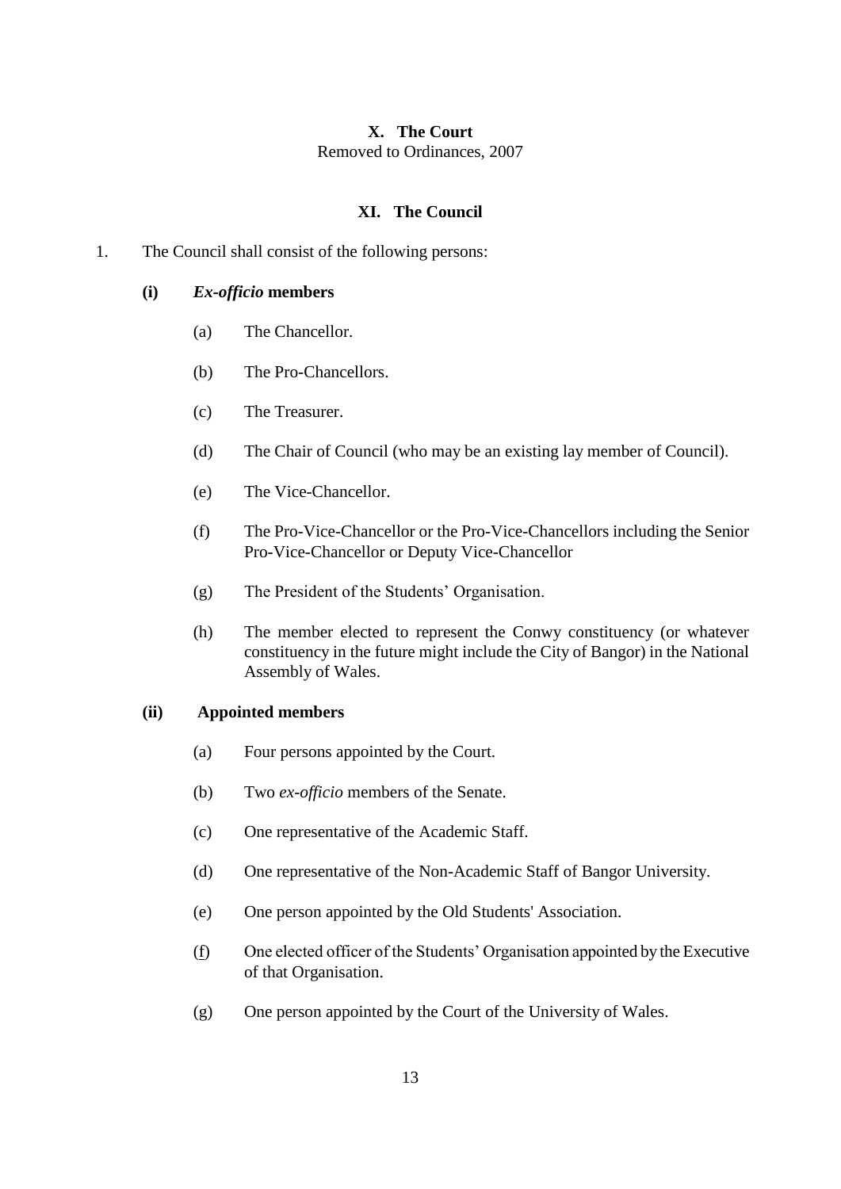## X. The Court

Removed to Ordinances, 2007

## XI. The Council

1. The Council shall consist of the following persons:

   **(i) *Ex-officio* members**

   (a) The Chancellor.

   (b) The Pro-Chancellors.

   (c) The Treasurer.

   (d) The Chair of Council (who may be an existing lay member of Council).

   (e) The Vice-Chancellor.

   (f) The Pro-Vice-Chancellor or the Pro-Vice-Chancellors including the Senior Pro-Vice-Chancellor or Deputy Vice-Chancellor

   (g) The President of the Students' Organisation.

   (h) The member elected to represent the Conwy constituency (or whatever constituency in the future might include the City of Bangor) in the National Assembly of Wales.

   **(ii) Appointed members**

   (a) Four persons appointed by the Court.

   (b) Two *ex-officio* members of the Senate.

   (c) One representative of the Academic Staff.

   (d) One representative of the Non-Academic Staff of Bangor University.

   (e) One person appointed by the Old Students' Association.

   (f) One elected officer of the Students' Organisation appointed by the Executive of that Organisation.

   (g) One person appointed by the Court of the University of Wales.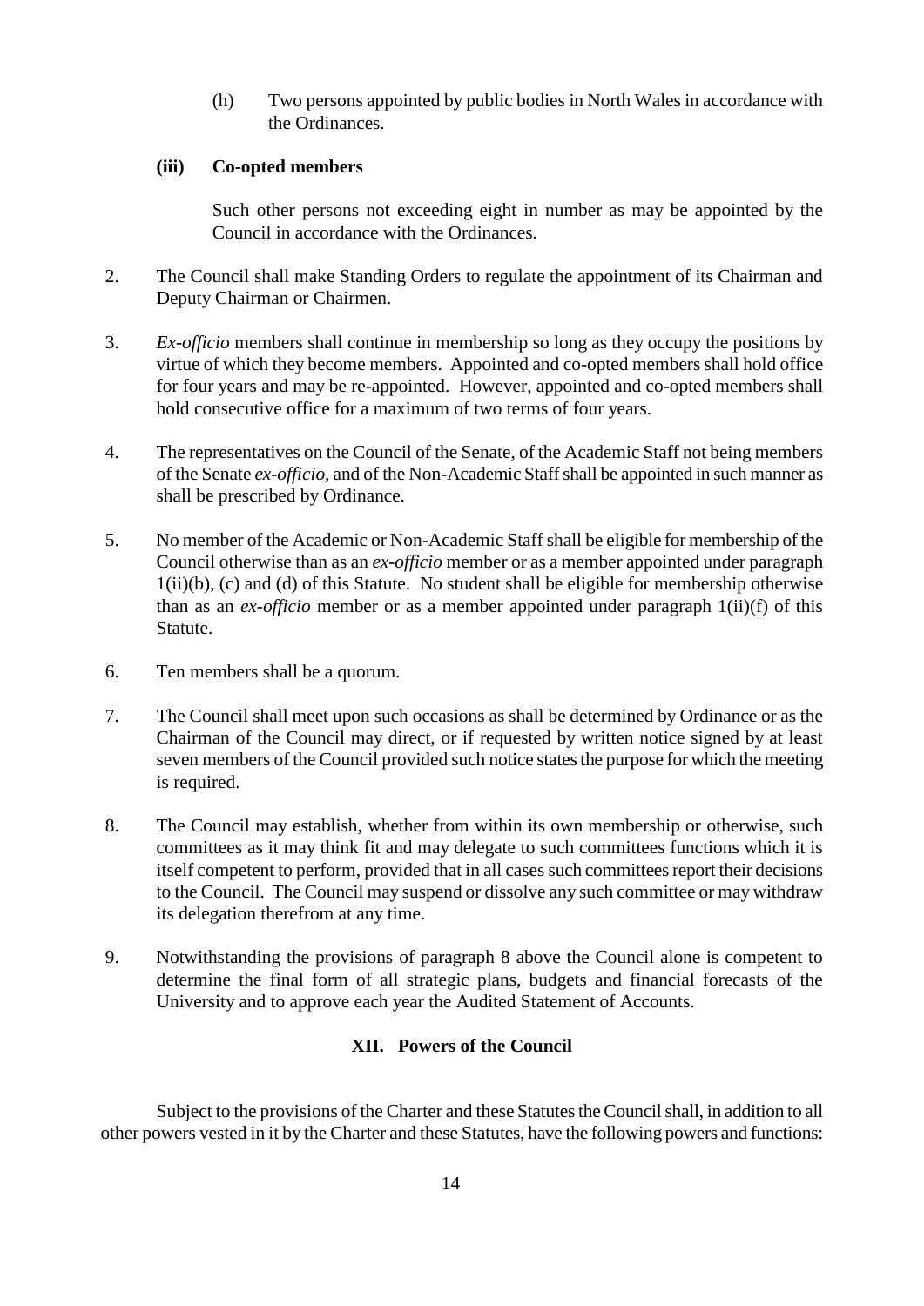(h) Two persons appointed by public bodies in North Wales in accordance with the Ordinances.

**(iii) Co-opted members**

Such other persons not exceeding eight in number as may be appointed by the Council in accordance with the Ordinances.

2. The Council shall make Standing Orders to regulate the appointment of its Chairman and Deputy Chairman or Chairmen.

3. *Ex-officio* members shall continue in membership so long as they occupy the positions by virtue of which they become members. Appointed and co-opted members shall hold office for four years and may be re-appointed. However, appointed and co-opted members shall hold consecutive office for a maximum of two terms of four years.

4. The representatives on the Council of the Senate, of the Academic Staff not being members of the Senate *ex-officio*, and of the Non-Academic Staff shall be appointed in such manner as shall be prescribed by Ordinance.

5. No member of the Academic or Non-Academic Staff shall be eligible for membership of the Council otherwise than as an *ex-officio* member or as a member appointed under paragraph 1(ii)(b), (c) and (d) of this Statute. No student shall be eligible for membership otherwise than as an *ex-officio* member or as a member appointed under paragraph 1(ii)(f) of this Statute.

6. Ten members shall be a quorum.

7. The Council shall meet upon such occasions as shall be determined by Ordinance or as the Chairman of the Council may direct, or if requested by written notice signed by at least seven members of the Council provided such notice states the purpose for which the meeting is required.

8. The Council may establish, whether from within its own membership or otherwise, such committees as it may think fit and may delegate to such committees functions which it is itself competent to perform, provided that in all cases such committees report their decisions to the Council. The Council may suspend or dissolve any such committee or may withdraw its delegation therefrom at any time.

9. Notwithstanding the provisions of paragraph 8 above the Council alone is competent to determine the final form of all strategic plans, budgets and financial forecasts of the University and to approve each year the Audited Statement of Accounts.

## XII. Powers of the Council

Subject to the provisions of the Charter and these Statutes the Council shall, in addition to all other powers vested in it by the Charter and these Statutes, have the following powers and functions: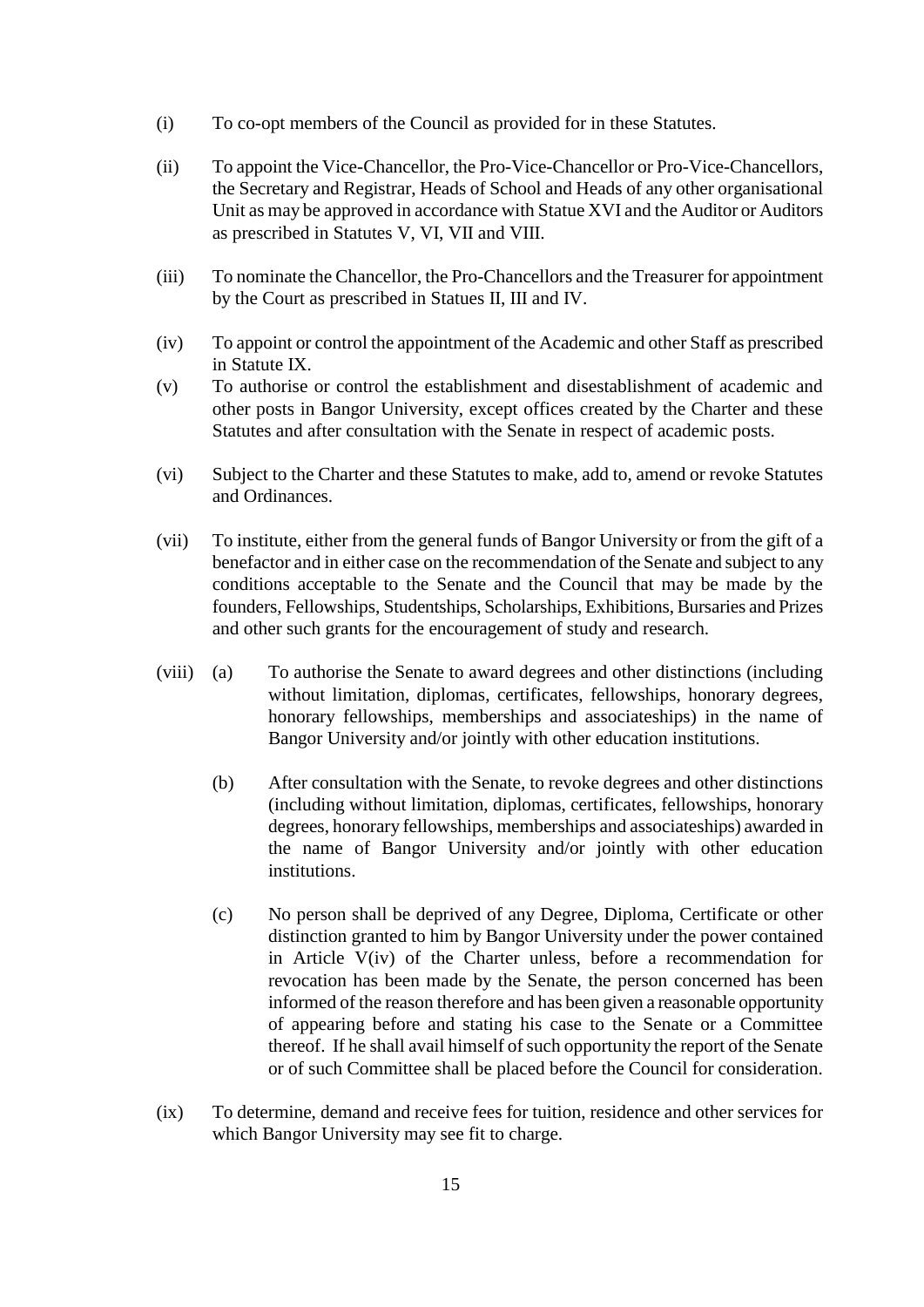(i) To co-opt members of the Council as provided for in these Statutes.

(ii) To appoint the Vice-Chancellor, the Pro-Vice-Chancellor or Pro-Vice-Chancellors, the Secretary and Registrar, Heads of School and Heads of any other organisational Unit as may be approved in accordance with Statue XVI and the Auditor or Auditors as prescribed in Statutes V, VI, VII and VIII.

(iii) To nominate the Chancellor, the Pro-Chancellors and the Treasurer for appointment by the Court as prescribed in Statues II, III and IV.

(iv) To appoint or control the appointment of the Academic and other Staff as prescribed in Statute IX.

(v) To authorise or control the establishment and disestablishment of academic and other posts in Bangor University, except offices created by the Charter and these Statutes and after consultation with the Senate in respect of academic posts.

(vi) Subject to the Charter and these Statutes to make, add to, amend or revoke Statutes and Ordinances.

(vii) To institute, either from the general funds of Bangor University or from the gift of a benefactor and in either case on the recommendation of the Senate and subject to any conditions acceptable to the Senate and the Council that may be made by the founders, Fellowships, Studentships, Scholarships, Exhibitions, Bursaries and Prizes and other such grants for the encouragement of study and research.

(viii) (a) To authorise the Senate to award degrees and other distinctions (including without limitation, diplomas, certificates, fellowships, honorary degrees, honorary fellowships, memberships and associateships) in the name of Bangor University and/or jointly with other education institutions.

(b) After consultation with the Senate, to revoke degrees and other distinctions (including without limitation, diplomas, certificates, fellowships, honorary degrees, honorary fellowships, memberships and associateships) awarded in the name of Bangor University and/or jointly with other education institutions.

(c) No person shall be deprived of any Degree, Diploma, Certificate or other distinction granted to him by Bangor University under the power contained in Article V(iv) of the Charter unless, before a recommendation for revocation has been made by the Senate, the person concerned has been informed of the reason therefore and has been given a reasonable opportunity of appearing before and stating his case to the Senate or a Committee thereof. If he shall avail himself of such opportunity the report of the Senate or of such Committee shall be placed before the Council for consideration.

(ix) To determine, demand and receive fees for tuition, residence and other services for which Bangor University may see fit to charge.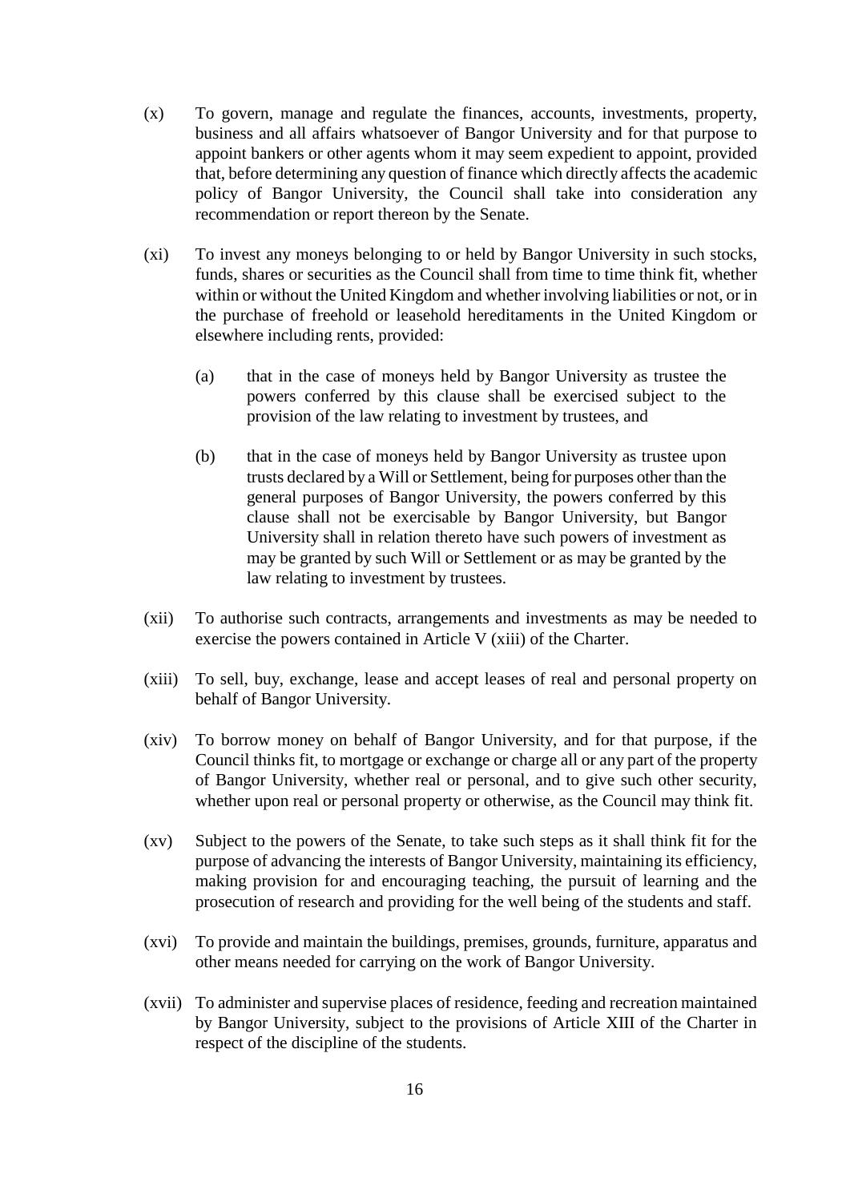(x) To govern, manage and regulate the finances, accounts, investments, property, business and all affairs whatsoever of Bangor University and for that purpose to appoint bankers or other agents whom it may seem expedient to appoint, provided that, before determining any question of finance which directly affects the academic policy of Bangor University, the Council shall take into consideration any recommendation or report thereon by the Senate.

(xi) To invest any moneys belonging to or held by Bangor University in such stocks, funds, shares or securities as the Council shall from time to time think fit, whether within or without the United Kingdom and whether involving liabilities or not, or in the purchase of freehold or leasehold hereditaments in the United Kingdom or elsewhere including rents, provided:

> (a) that in the case of moneys held by Bangor University as trustee the powers conferred by this clause shall be exercised subject to the provision of the law relating to investment by trustees, and
>
> (b) that in the case of moneys held by Bangor University as trustee upon trusts declared by a Will or Settlement, being for purposes other than the general purposes of Bangor University, the powers conferred by this clause shall not be exercisable by Bangor University, but Bangor University shall in relation thereto have such powers of investment as may be granted by such Will or Settlement or as may be granted by the law relating to investment by trustees.

(xii) To authorise such contracts, arrangements and investments as may be needed to exercise the powers contained in Article V (xiii) of the Charter.

(xiii) To sell, buy, exchange, lease and accept leases of real and personal property on behalf of Bangor University.

(xiv) To borrow money on behalf of Bangor University, and for that purpose, if the Council thinks fit, to mortgage or exchange or charge all or any part of the property of Bangor University, whether real or personal, and to give such other security, whether upon real or personal property or otherwise, as the Council may think fit.

(xv) Subject to the powers of the Senate, to take such steps as it shall think fit for the purpose of advancing the interests of Bangor University, maintaining its efficiency, making provision for and encouraging teaching, the pursuit of learning and the prosecution of research and providing for the well being of the students and staff.

(xvi) To provide and maintain the buildings, premises, grounds, furniture, apparatus and other means needed for carrying on the work of Bangor University.

(xvii) To administer and supervise places of residence, feeding and recreation maintained by Bangor University, subject to the provisions of Article XIII of the Charter in respect of the discipline of the students.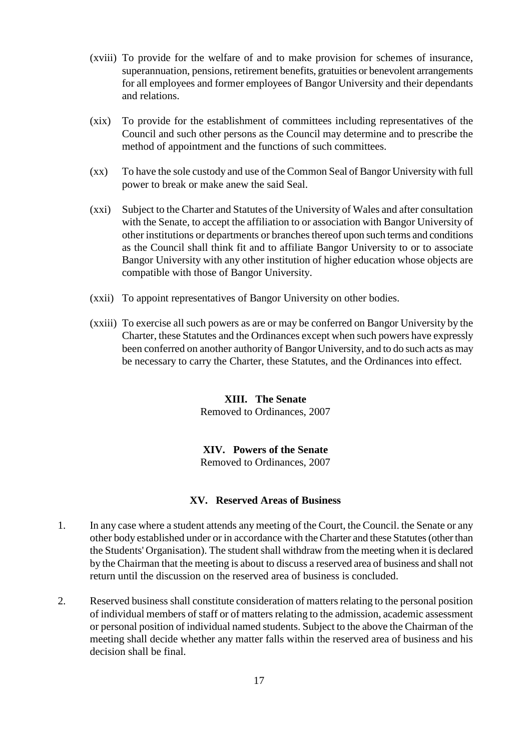(xviii) To provide for the welfare of and to make provision for schemes of insurance, superannuation, pensions, retirement benefits, gratuities or benevolent arrangements for all employees and former employees of Bangor University and their dependants and relations.

(xix) To provide for the establishment of committees including representatives of the Council and such other persons as the Council may determine and to prescribe the method of appointment and the functions of such committees.

(xx) To have the sole custody and use of the Common Seal of Bangor University with full power to break or make anew the said Seal.

(xxi) Subject to the Charter and Statutes of the University of Wales and after consultation with the Senate, to accept the affiliation to or association with Bangor University of other institutions or departments or branches thereof upon such terms and conditions as the Council shall think fit and to affiliate Bangor University to or to associate Bangor University with any other institution of higher education whose objects are compatible with those of Bangor University.

(xxii) To appoint representatives of Bangor University on other bodies.

(xxiii) To exercise all such powers as are or may be conferred on Bangor University by the Charter, these Statutes and the Ordinances except when such powers have expressly been conferred on another authority of Bangor University, and to do such acts as may be necessary to carry the Charter, these Statutes, and the Ordinances into effect.

## XIII. The Senate

Removed to Ordinances, 2007

## XIV. Powers of the Senate

Removed to Ordinances, 2007

## XV. Reserved Areas of Business

1. In any case where a student attends any meeting of the Court, the Council. the Senate or any other body established under or in accordance with the Charter and these Statutes (other than the Students' Organisation). The student shall withdraw from the meeting when it is declared by the Chairman that the meeting is about to discuss a reserved area of business and shall not return until the discussion on the reserved area of business is concluded.

2. Reserved business shall constitute consideration of matters relating to the personal position of individual members of staff or of matters relating to the admission, academic assessment or personal position of individual named students. Subject to the above the Chairman of the meeting shall decide whether any matter falls within the reserved area of business and his decision shall be final.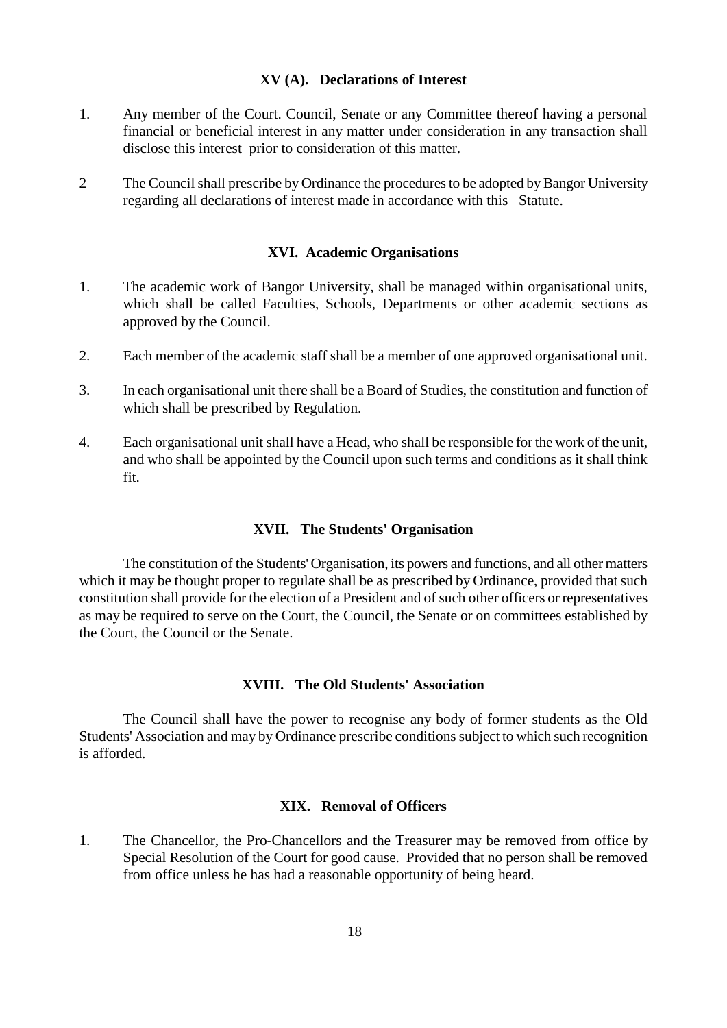### XV (A). Declarations of Interest

1. Any member of the Court. Council, Senate or any Committee thereof having a personal financial or beneficial interest in any matter under consideration in any transaction shall disclose this interest prior to consideration of this matter.

2 The Council shall prescribe by Ordinance the procedures to be adopted by Bangor University regarding all declarations of interest made in accordance with this Statute.

### XVI. Academic Organisations

1. The academic work of Bangor University, shall be managed within organisational units, which shall be called Faculties, Schools, Departments or other academic sections as approved by the Council.

2. Each member of the academic staff shall be a member of one approved organisational unit.

3. In each organisational unit there shall be a Board of Studies, the constitution and function of which shall be prescribed by Regulation.

4. Each organisational unit shall have a Head, who shall be responsible for the work of the unit, and who shall be appointed by the Council upon such terms and conditions as it shall think fit.

### XVII. The Students' Organisation

The constitution of the Students' Organisation, its powers and functions, and all other matters which it may be thought proper to regulate shall be as prescribed by Ordinance, provided that such constitution shall provide for the election of a President and of such other officers or representatives as may be required to serve on the Court, the Council, the Senate or on committees established by the Court, the Council or the Senate.

### XVIII. The Old Students' Association

The Council shall have the power to recognise any body of former students as the Old Students' Association and may by Ordinance prescribe conditions subject to which such recognition is afforded.

### XIX. Removal of Officers

1. The Chancellor, the Pro-Chancellors and the Treasurer may be removed from office by Special Resolution of the Court for good cause. Provided that no person shall be removed from office unless he has had a reasonable opportunity of being heard.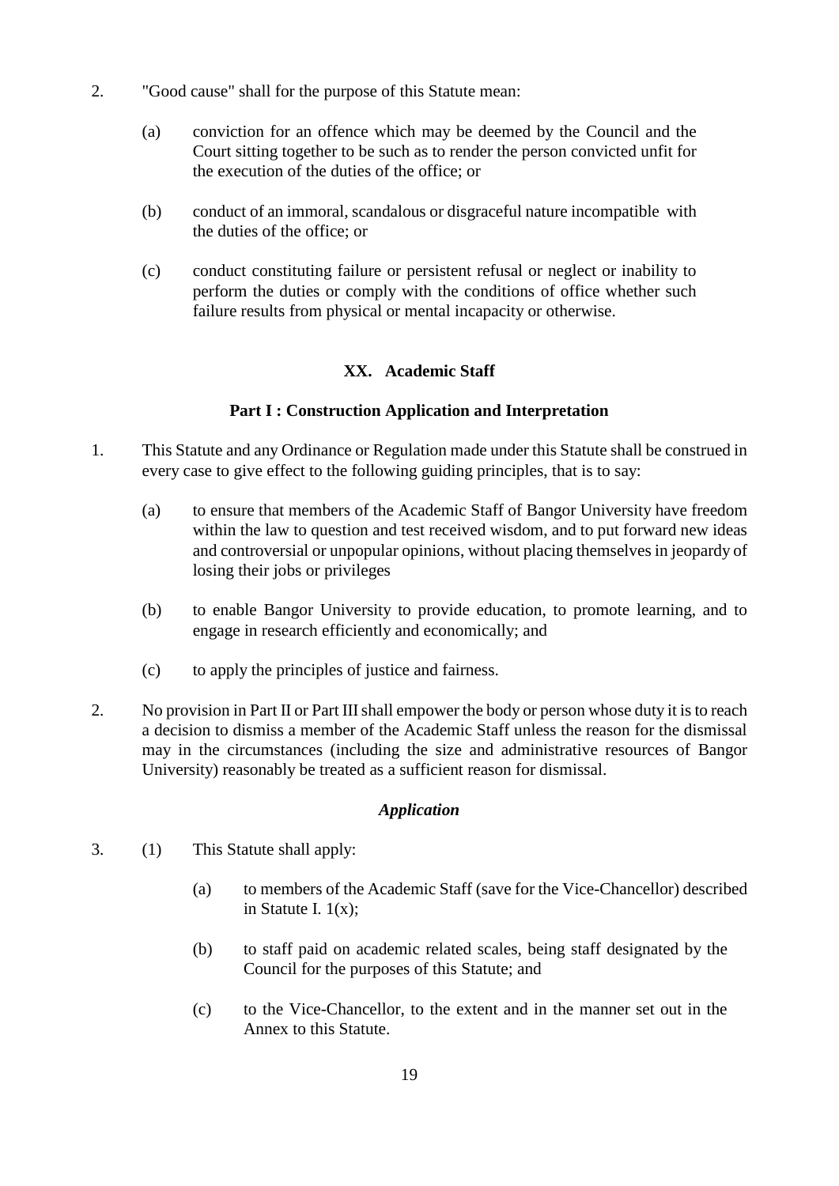2. "Good cause" shall for the purpose of this Statute mean:

   (a) conviction for an offence which may be deemed by the Council and the Court sitting together to be such as to render the person convicted unfit for the execution of the duties of the office; or

   (b) conduct of an immoral, scandalous or disgraceful nature incompatible with the duties of the office; or

   (c) conduct constituting failure or persistent refusal or neglect or inability to perform the duties or comply with the conditions of office whether such failure results from physical or mental incapacity or otherwise.

## XX. Academic Staff

### Part I : Construction Application and Interpretation

1. This Statute and any Ordinance or Regulation made under this Statute shall be construed in every case to give effect to the following guiding principles, that is to say:

   (a) to ensure that members of the Academic Staff of Bangor University have freedom within the law to question and test received wisdom, and to put forward new ideas and controversial or unpopular opinions, without placing themselves in jeopardy of losing their jobs or privileges

   (b) to enable Bangor University to provide education, to promote learning, and to engage in research efficiently and economically; and

   (c) to apply the principles of justice and fairness.

2. No provision in Part II or Part III shall empower the body or person whose duty it is to reach a decision to dismiss a member of the Academic Staff unless the reason for the dismissal may in the circumstances (including the size and administrative resources of Bangor University) reasonably be treated as a sufficient reason for dismissal.

#### *Application*

3. (1) This Statute shall apply:

   (a) to members of the Academic Staff (save for the Vice-Chancellor) described in Statute I. 1(x);

   (b) to staff paid on academic related scales, being staff designated by the Council for the purposes of this Statute; and

   (c) to the Vice-Chancellor, to the extent and in the manner set out in the Annex to this Statute.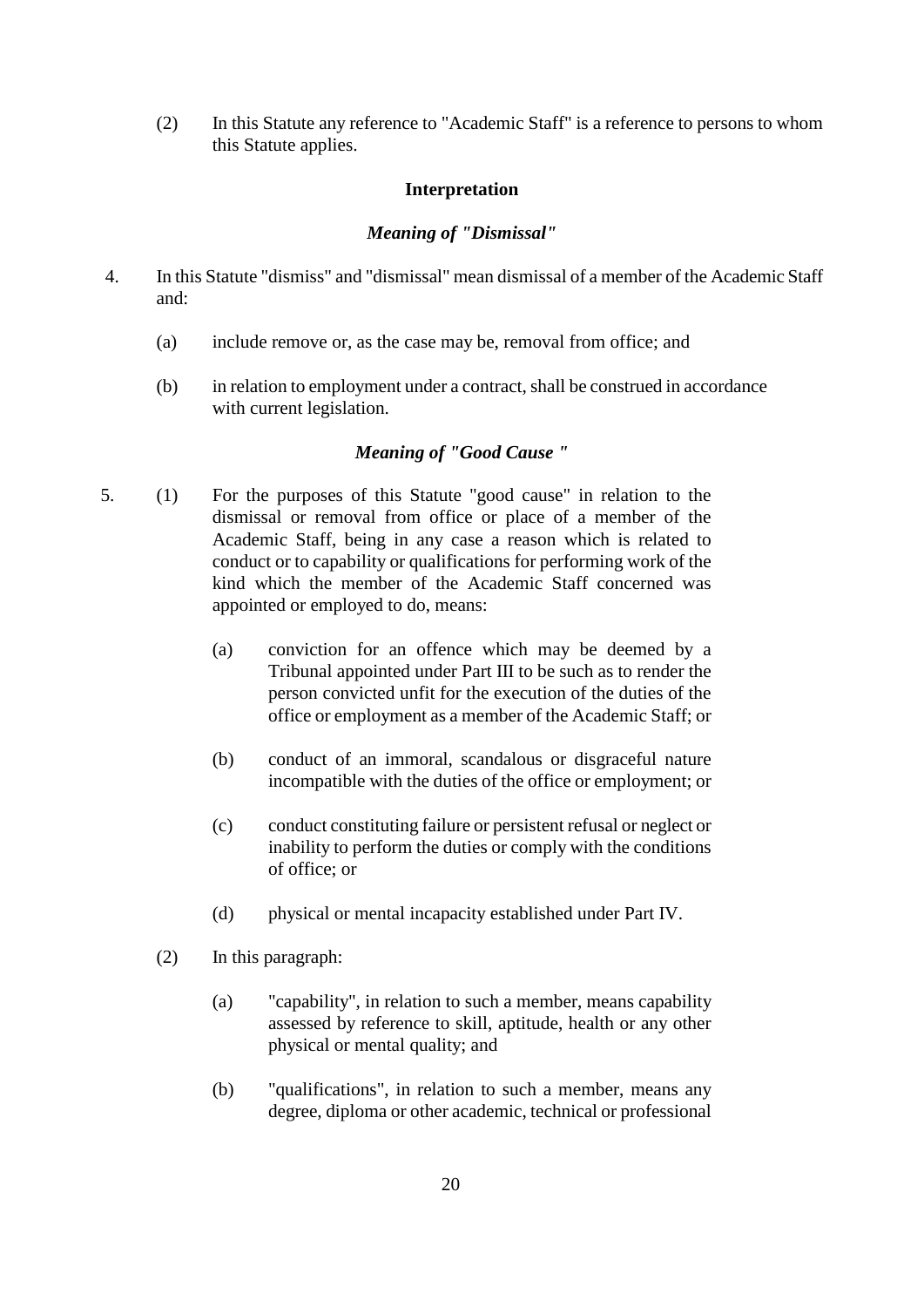(2) In this Statute any reference to "Academic Staff" is a reference to persons to whom this Statute applies.

### Interpretation

#### *Meaning of "Dismissal"*

4. In this Statute "dismiss" and "dismissal" mean dismissal of a member of the Academic Staff and:

   (a) include remove or, as the case may be, removal from office; and

   (b) in relation to employment under a contract, shall be construed in accordance with current legislation.

#### *Meaning of "Good Cause "*

5. (1) For the purposes of this Statute "good cause" in relation to the dismissal or removal from office or place of a member of the Academic Staff, being in any case a reason which is related to conduct or to capability or qualifications for performing work of the kind which the member of the Academic Staff concerned was appointed or employed to do, means:

   (a) conviction for an offence which may be deemed by a Tribunal appointed under Part III to be such as to render the person convicted unfit for the execution of the duties of the office or employment as a member of the Academic Staff; or

   (b) conduct of an immoral, scandalous or disgraceful nature incompatible with the duties of the office or employment; or

   (c) conduct constituting failure or persistent refusal or neglect or inability to perform the duties or comply with the conditions of office; or

   (d) physical or mental incapacity established under Part IV.

   (2) In this paragraph:

   (a) "capability", in relation to such a member, means capability assessed by reference to skill, aptitude, health or any other physical or mental quality; and

   (b) "qualifications", in relation to such a member, means any degree, diploma or other academic, technical or professional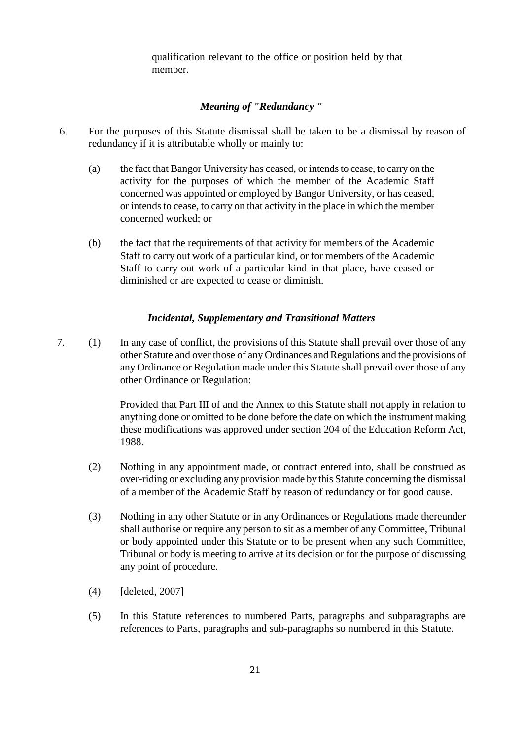qualification relevant to the office or position held by that member.

### *Meaning of "Redundancy "*

6. For the purposes of this Statute dismissal shall be taken to be a dismissal by reason of redundancy if it is attributable wholly or mainly to:

   (a) the fact that Bangor University has ceased, or intends to cease, to carry on the activity for the purposes of which the member of the Academic Staff concerned was appointed or employed by Bangor University, or has ceased, or intends to cease, to carry on that activity in the place in which the member concerned worked; or

   (b) the fact that the requirements of that activity for members of the Academic Staff to carry out work of a particular kind, or for members of the Academic Staff to carry out work of a particular kind in that place, have ceased or diminished or are expected to cease or diminish.

### *Incidental, Supplementary and Transitional Matters*

7. (1) In any case of conflict, the provisions of this Statute shall prevail over those of any other Statute and over those of any Ordinances and Regulations and the provisions of any Ordinance or Regulation made under this Statute shall prevail over those of any other Ordinance or Regulation:

   Provided that Part III of and the Annex to this Statute shall not apply in relation to anything done or omitted to be done before the date on which the instrument making these modifications was approved under section 204 of the Education Reform Act, 1988.

   (2) Nothing in any appointment made, or contract entered into, shall be construed as over-riding or excluding any provision made by this Statute concerning the dismissal of a member of the Academic Staff by reason of redundancy or for good cause.

   (3) Nothing in any other Statute or in any Ordinances or Regulations made thereunder shall authorise or require any person to sit as a member of any Committee, Tribunal or body appointed under this Statute or to be present when any such Committee, Tribunal or body is meeting to arrive at its decision or for the purpose of discussing any point of procedure.

   (4) [deleted, 2007]

   (5) In this Statute references to numbered Parts, paragraphs and subparagraphs are references to Parts, paragraphs and sub-paragraphs so numbered in this Statute.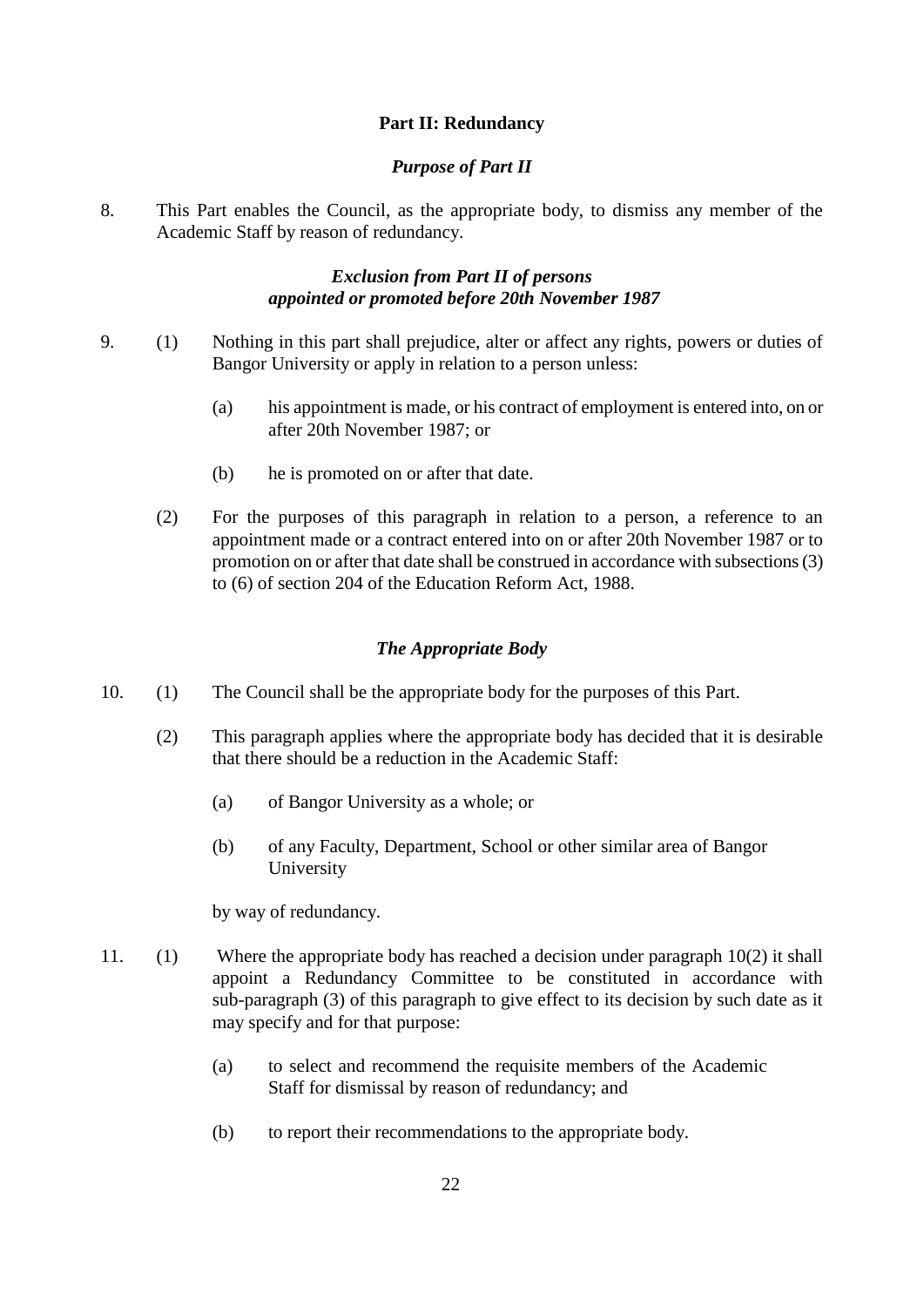## Part II: Redundancy

### *Purpose of Part II*

8. This Part enables the Council, as the appropriate body, to dismiss any member of the Academic Staff by reason of redundancy.

### *Exclusion from Part II of persons appointed or promoted before 20th November 1987*

9. (1) Nothing in this part shall prejudice, alter or affect any rights, powers or duties of Bangor University or apply in relation to a person unless:

   (a) his appointment is made, or his contract of employment is entered into, on or after 20th November 1987; or

   (b) he is promoted on or after that date.

   (2) For the purposes of this paragraph in relation to a person, a reference to an appointment made or a contract entered into on or after 20th November 1987 or to promotion on or after that date shall be construed in accordance with subsections (3) to (6) of section 204 of the Education Reform Act, 1988.

### *The Appropriate Body*

10. (1) The Council shall be the appropriate body for the purposes of this Part.

    (2) This paragraph applies where the appropriate body has decided that it is desirable that there should be a reduction in the Academic Staff:

    (a) of Bangor University as a whole; or

    (b) of any Faculty, Department, School or other similar area of Bangor University

    by way of redundancy.

11. (1) Where the appropriate body has reached a decision under paragraph 10(2) it shall appoint a Redundancy Committee to be constituted in accordance with sub-paragraph (3) of this paragraph to give effect to its decision by such date as it may specify and for that purpose:

    (a) to select and recommend the requisite members of the Academic Staff for dismissal by reason of redundancy; and

    (b) to report their recommendations to the appropriate body.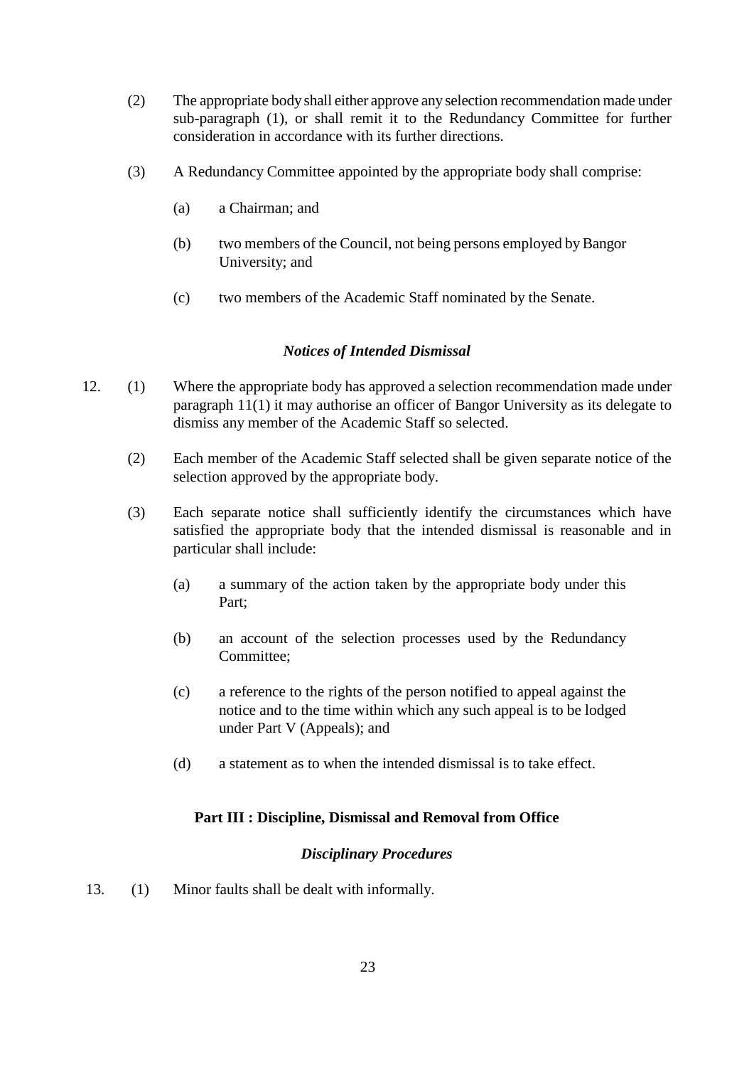(2) The appropriate body shall either approve any selection recommendation made under sub-paragraph (1), or shall remit it to the Redundancy Committee for further consideration in accordance with its further directions.

(3) A Redundancy Committee appointed by the appropriate body shall comprise:

(a) a Chairman; and

(b) two members of the Council, not being persons employed by Bangor University; and

(c) two members of the Academic Staff nominated by the Senate.

### *Notices of Intended Dismissal*

12. (1) Where the appropriate body has approved a selection recommendation made under paragraph 11(1) it may authorise an officer of Bangor University as its delegate to dismiss any member of the Academic Staff so selected.

(2) Each member of the Academic Staff selected shall be given separate notice of the selection approved by the appropriate body.

(3) Each separate notice shall sufficiently identify the circumstances which have satisfied the appropriate body that the intended dismissal is reasonable and in particular shall include:

(a) a summary of the action taken by the appropriate body under this Part;

(b) an account of the selection processes used by the Redundancy Committee;

(c) a reference to the rights of the person notified to appeal against the notice and to the time within which any such appeal is to be lodged under Part V (Appeals); and

(d) a statement as to when the intended dismissal is to take effect.

## Part III : Discipline, Dismissal and Removal from Office

### *Disciplinary Procedures*

13. (1) Minor faults shall be dealt with informally.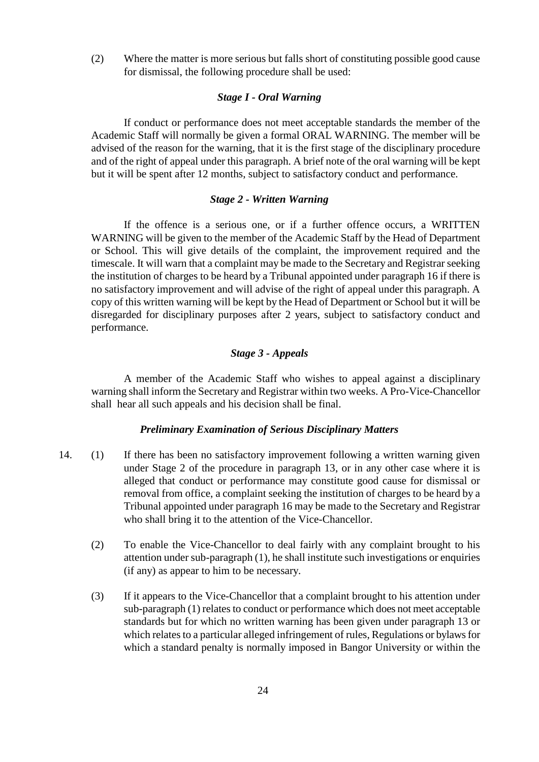(2) Where the matter is more serious but falls short of constituting possible good cause for dismissal, the following procedure shall be used:

***Stage I - Oral Warning***

If conduct or performance does not meet acceptable standards the member of the Academic Staff will normally be given a formal ORAL WARNING. The member will be advised of the reason for the warning, that it is the first stage of the disciplinary procedure and of the right of appeal under this paragraph. A brief note of the oral warning will be kept but it will be spent after 12 months, subject to satisfactory conduct and performance.

***Stage 2 - Written Warning***

If the offence is a serious one, or if a further offence occurs, a WRITTEN WARNING will be given to the member of the Academic Staff by the Head of Department or School. This will give details of the complaint, the improvement required and the timescale. It will warn that a complaint may be made to the Secretary and Registrar seeking the institution of charges to be heard by a Tribunal appointed under paragraph 16 if there is no satisfactory improvement and will advise of the right of appeal under this paragraph. A copy of this written warning will be kept by the Head of Department or School but it will be disregarded for disciplinary purposes after 2 years, subject to satisfactory conduct and performance.

***Stage 3 - Appeals***

A member of the Academic Staff who wishes to appeal against a disciplinary warning shall inform the Secretary and Registrar within two weeks. A Pro-Vice-Chancellor shall hear all such appeals and his decision shall be final.

***Preliminary Examination of Serious Disciplinary Matters***

14. (1) If there has been no satisfactory improvement following a written warning given under Stage 2 of the procedure in paragraph 13, or in any other case where it is alleged that conduct or performance may constitute good cause for dismissal or removal from office, a complaint seeking the institution of charges to be heard by a Tribunal appointed under paragraph 16 may be made to the Secretary and Registrar who shall bring it to the attention of the Vice-Chancellor.

(2) To enable the Vice-Chancellor to deal fairly with any complaint brought to his attention under sub-paragraph (1), he shall institute such investigations or enquiries (if any) as appear to him to be necessary.

(3) If it appears to the Vice-Chancellor that a complaint brought to his attention under sub-paragraph (1) relates to conduct or performance which does not meet acceptable standards but for which no written warning has been given under paragraph 13 or which relates to a particular alleged infringement of rules, Regulations or bylaws for which a standard penalty is normally imposed in Bangor University or within the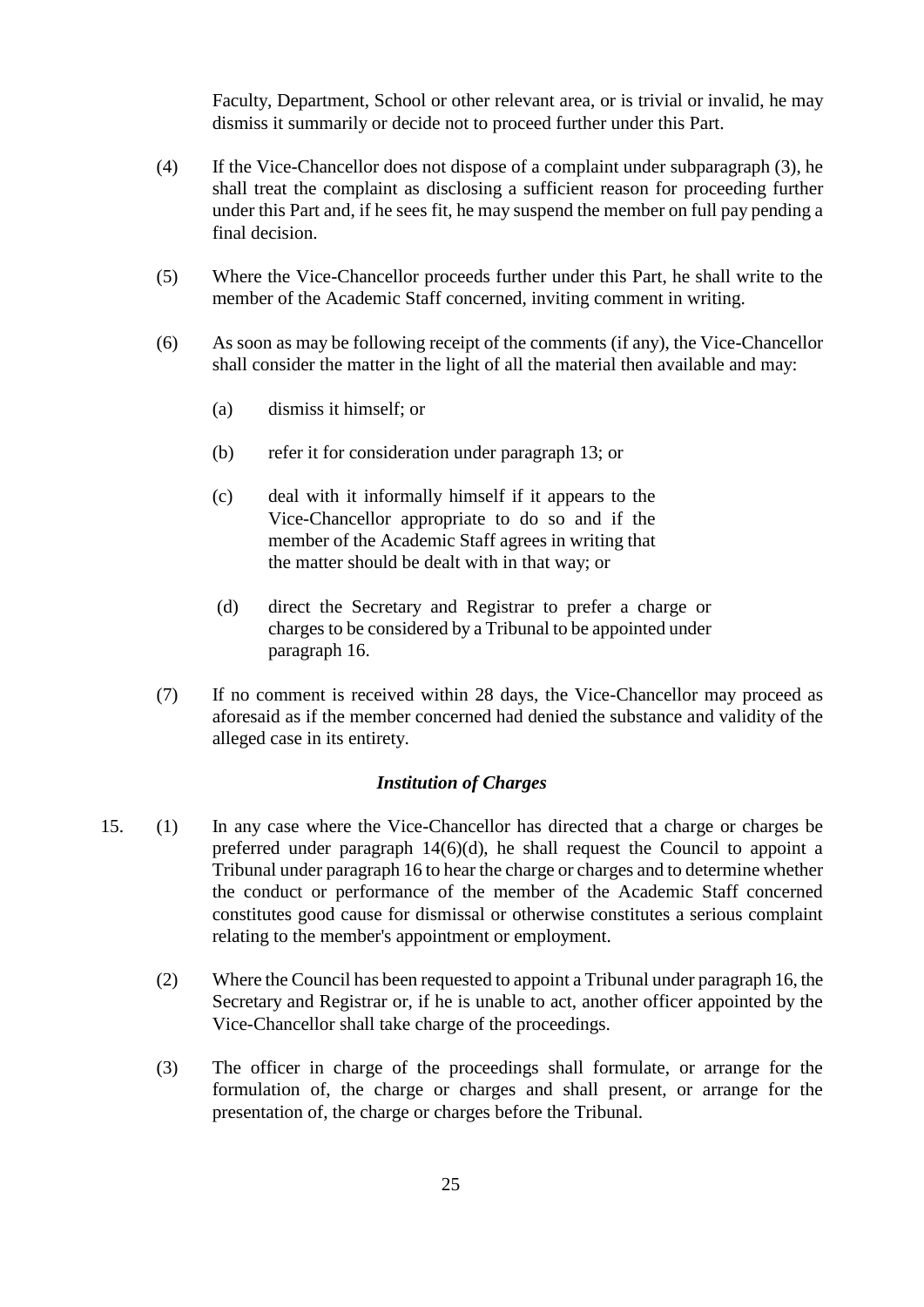Faculty, Department, School or other relevant area, or is trivial or invalid, he may dismiss it summarily or decide not to proceed further under this Part.

(4) If the Vice-Chancellor does not dispose of a complaint under subparagraph (3), he shall treat the complaint as disclosing a sufficient reason for proceeding further under this Part and, if he sees fit, he may suspend the member on full pay pending a final decision.

(5) Where the Vice-Chancellor proceeds further under this Part, he shall write to the member of the Academic Staff concerned, inviting comment in writing.

(6) As soon as may be following receipt of the comments (if any), the Vice-Chancellor shall consider the matter in the light of all the material then available and may:

(a) dismiss it himself; or

(b) refer it for consideration under paragraph 13; or

(c) deal with it informally himself if it appears to the Vice-Chancellor appropriate to do so and if the member of the Academic Staff agrees in writing that the matter should be dealt with in that way; or

(d) direct the Secretary and Registrar to prefer a charge or charges to be considered by a Tribunal to be appointed under paragraph 16.

(7) If no comment is received within 28 days, the Vice-Chancellor may proceed as aforesaid as if the member concerned had denied the substance and validity of the alleged case in its entirety.

### *Institution of Charges*

15. (1) In any case where the Vice-Chancellor has directed that a charge or charges be preferred under paragraph 14(6)(d), he shall request the Council to appoint a Tribunal under paragraph 16 to hear the charge or charges and to determine whether the conduct or performance of the member of the Academic Staff concerned constitutes good cause for dismissal or otherwise constitutes a serious complaint relating to the member's appointment or employment.

(2) Where the Council has been requested to appoint a Tribunal under paragraph 16, the Secretary and Registrar or, if he is unable to act, another officer appointed by the Vice-Chancellor shall take charge of the proceedings.

(3) The officer in charge of the proceedings shall formulate, or arrange for the formulation of, the charge or charges and shall present, or arrange for the presentation of, the charge or charges before the Tribunal.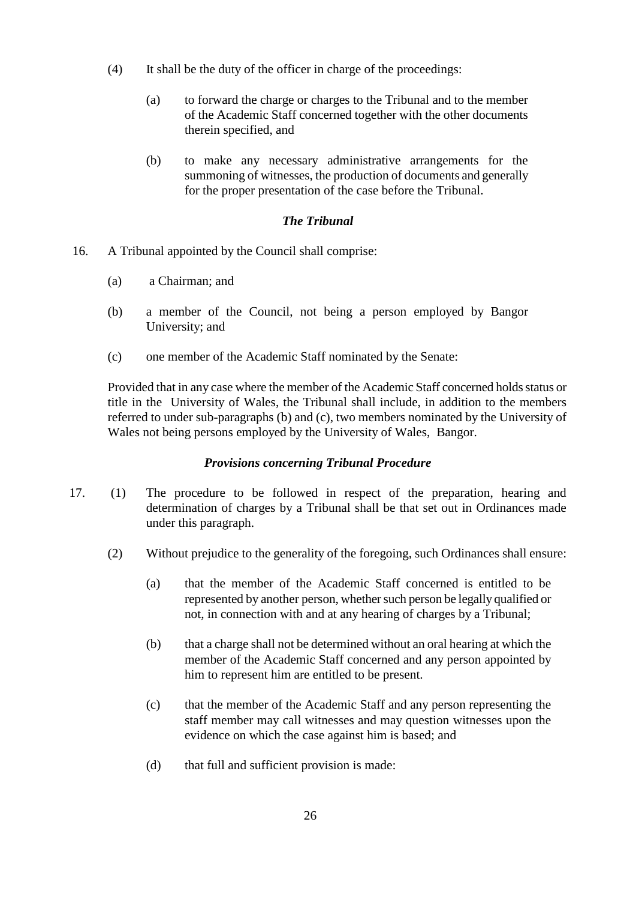(4) It shall be the duty of the officer in charge of the proceedings:

   (a) to forward the charge or charges to the Tribunal and to the member of the Academic Staff concerned together with the other documents therein specified, and

   (b) to make any necessary administrative arrangements for the summoning of witnesses, the production of documents and generally for the proper presentation of the case before the Tribunal.

### *The Tribunal*

16. A Tribunal appointed by the Council shall comprise:

   (a) a Chairman; and

   (b) a member of the Council, not being a person employed by Bangor University; and

   (c) one member of the Academic Staff nominated by the Senate:

Provided that in any case where the member of the Academic Staff concerned holds status or title in the University of Wales, the Tribunal shall include, in addition to the members referred to under sub-paragraphs (b) and (c), two members nominated by the University of Wales not being persons employed by the University of Wales, Bangor.

### *Provisions concerning Tribunal Procedure*

17. (1) The procedure to be followed in respect of the preparation, hearing and determination of charges by a Tribunal shall be that set out in Ordinances made under this paragraph.

   (2) Without prejudice to the generality of the foregoing, such Ordinances shall ensure:

   (a) that the member of the Academic Staff concerned is entitled to be represented by another person, whether such person be legally qualified or not, in connection with and at any hearing of charges by a Tribunal;

   (b) that a charge shall not be determined without an oral hearing at which the member of the Academic Staff concerned and any person appointed by him to represent him are entitled to be present.

   (c) that the member of the Academic Staff and any person representing the staff member may call witnesses and may question witnesses upon the evidence on which the case against him is based; and

   (d) that full and sufficient provision is made: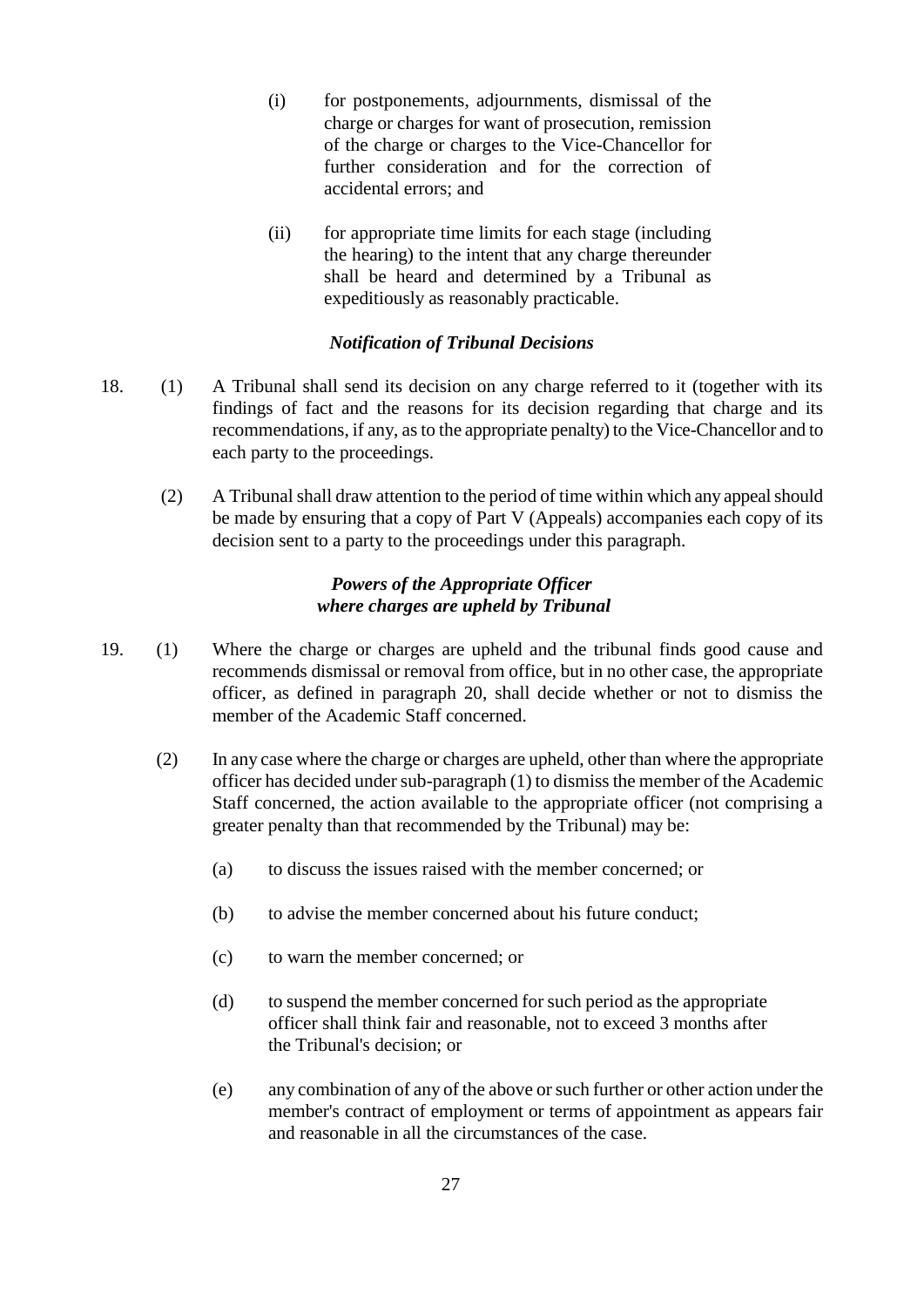(i) for postponements, adjournments, dismissal of the charge or charges for want of prosecution, remission of the charge or charges to the Vice-Chancellor for further consideration and for the correction of accidental errors; and

(ii) for appropriate time limits for each stage (including the hearing) to the intent that any charge thereunder shall be heard and determined by a Tribunal as expeditiously as reasonably practicable.

***Notification of Tribunal Decisions***

18. (1) A Tribunal shall send its decision on any charge referred to it (together with its findings of fact and the reasons for its decision regarding that charge and its recommendations, if any, as to the appropriate penalty) to the Vice-Chancellor and to each party to the proceedings.

(2) A Tribunal shall draw attention to the period of time within which any appeal should be made by ensuring that a copy of Part V (Appeals) accompanies each copy of its decision sent to a party to the proceedings under this paragraph.

***Powers of the Appropriate Officer where charges are upheld by Tribunal***

19. (1) Where the charge or charges are upheld and the tribunal finds good cause and recommends dismissal or removal from office, but in no other case, the appropriate officer, as defined in paragraph 20, shall decide whether or not to dismiss the member of the Academic Staff concerned.

(2) In any case where the charge or charges are upheld, other than where the appropriate officer has decided under sub-paragraph (1) to dismiss the member of the Academic Staff concerned, the action available to the appropriate officer (not comprising a greater penalty than that recommended by the Tribunal) may be:

(a) to discuss the issues raised with the member concerned; or

(b) to advise the member concerned about his future conduct;

(c) to warn the member concerned; or

(d) to suspend the member concerned for such period as the appropriate officer shall think fair and reasonable, not to exceed 3 months after the Tribunal's decision; or

(e) any combination of any of the above or such further or other action under the member's contract of employment or terms of appointment as appears fair and reasonable in all the circumstances of the case.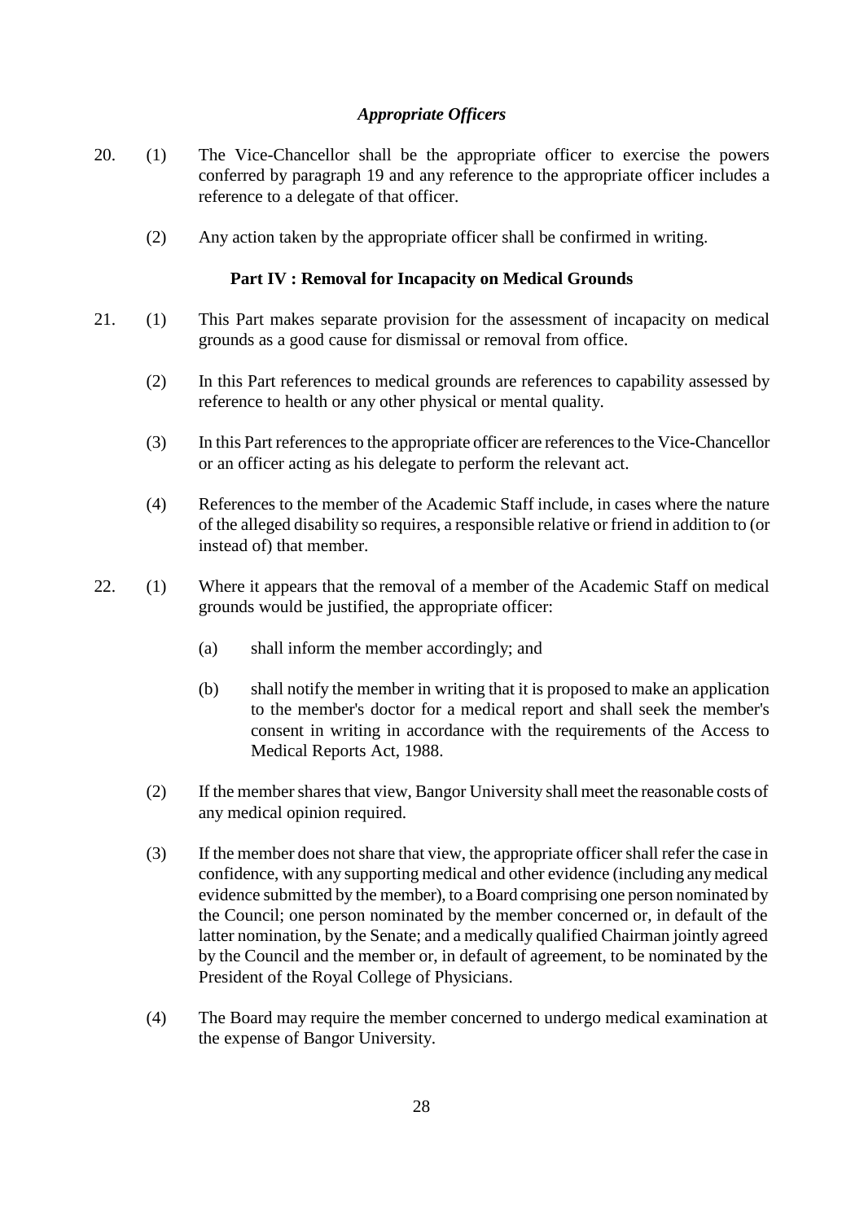### *Appropriate Officers*

20. (1) The Vice-Chancellor shall be the appropriate officer to exercise the powers conferred by paragraph 19 and any reference to the appropriate officer includes a reference to a delegate of that officer.

    (2) Any action taken by the appropriate officer shall be confirmed in writing.

## Part IV : Removal for Incapacity on Medical Grounds

21. (1) This Part makes separate provision for the assessment of incapacity on medical grounds as a good cause for dismissal or removal from office.

    (2) In this Part references to medical grounds are references to capability assessed by reference to health or any other physical or mental quality.

    (3) In this Part references to the appropriate officer are references to the Vice-Chancellor or an officer acting as his delegate to perform the relevant act.

    (4) References to the member of the Academic Staff include, in cases where the nature of the alleged disability so requires, a responsible relative or friend in addition to (or instead of) that member.

22. (1) Where it appears that the removal of a member of the Academic Staff on medical grounds would be justified, the appropriate officer:

    (a) shall inform the member accordingly; and

    (b) shall notify the member in writing that it is proposed to make an application to the member's doctor for a medical report and shall seek the member's consent in writing in accordance with the requirements of the Access to Medical Reports Act, 1988.

    (2) If the member shares that view, Bangor University shall meet the reasonable costs of any medical opinion required.

    (3) If the member does not share that view, the appropriate officer shall refer the case in confidence, with any supporting medical and other evidence (including any medical evidence submitted by the member), to a Board comprising one person nominated by the Council; one person nominated by the member concerned or, in default of the latter nomination, by the Senate; and a medically qualified Chairman jointly agreed by the Council and the member or, in default of agreement, to be nominated by the President of the Royal College of Physicians.

    (4) The Board may require the member concerned to undergo medical examination at the expense of Bangor University.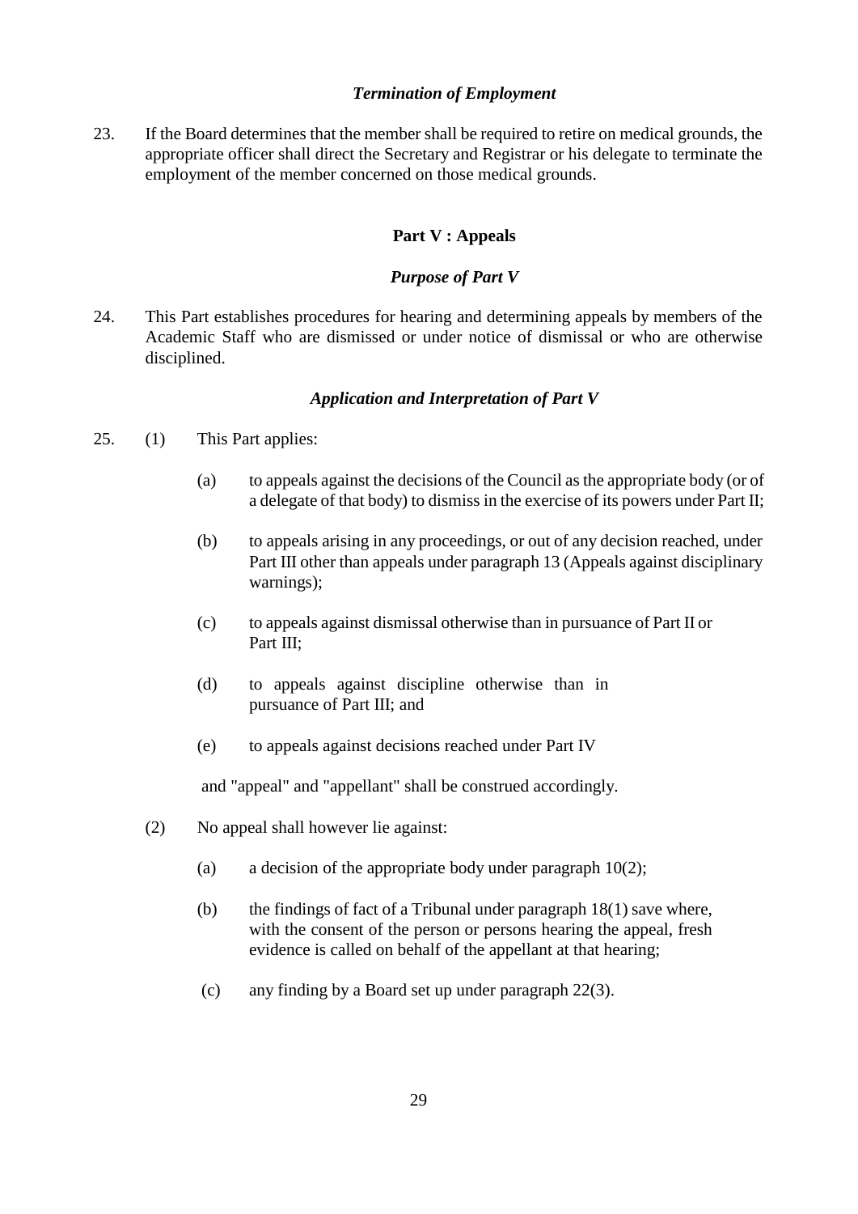### *Termination of Employment*

23. If the Board determines that the member shall be required to retire on medical grounds, the appropriate officer shall direct the Secretary and Registrar or his delegate to terminate the employment of the member concerned on those medical grounds.

## Part V : Appeals

### *Purpose of Part V*

24. This Part establishes procedures for hearing and determining appeals by members of the Academic Staff who are dismissed or under notice of dismissal or who are otherwise disciplined.

### *Application and Interpretation of Part V*

25. (1) This Part applies:

   (a) to appeals against the decisions of the Council as the appropriate body (or of a delegate of that body) to dismiss in the exercise of its powers under Part II;

   (b) to appeals arising in any proceedings, or out of any decision reached, under Part III other than appeals under paragraph 13 (Appeals against disciplinary warnings);

   (c) to appeals against dismissal otherwise than in pursuance of Part II or Part III;

   (d) to appeals against discipline otherwise than in pursuance of Part III; and

   (e) to appeals against decisions reached under Part IV

   and "appeal" and "appellant" shall be construed accordingly.

(2) No appeal shall however lie against:

   (a) a decision of the appropriate body under paragraph 10(2);

   (b) the findings of fact of a Tribunal under paragraph 18(1) save where, with the consent of the person or persons hearing the appeal, fresh evidence is called on behalf of the appellant at that hearing;

   (c) any finding by a Board set up under paragraph 22(3).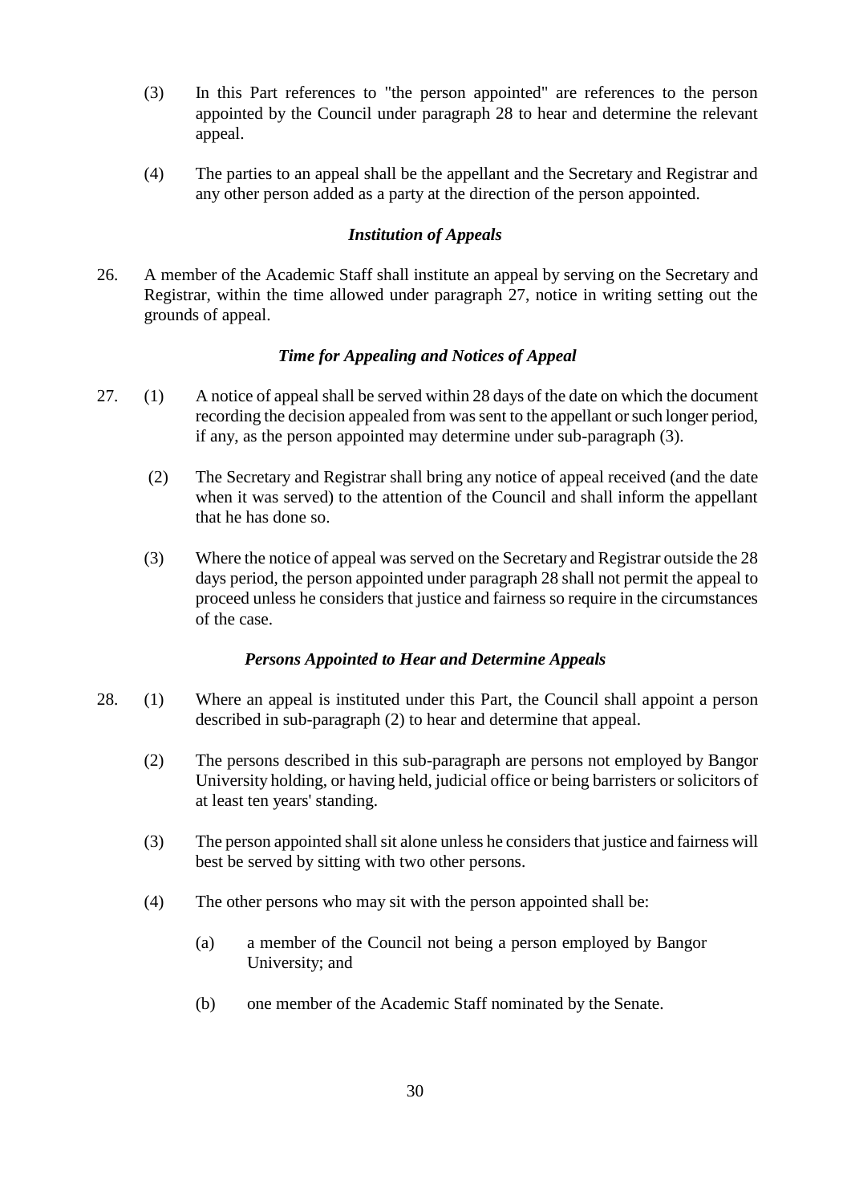(3) In this Part references to "the person appointed" are references to the person appointed by the Council under paragraph 28 to hear and determine the relevant appeal.

(4) The parties to an appeal shall be the appellant and the Secretary and Registrar and any other person added as a party at the direction of the person appointed.

### *Institution of Appeals*

26. A member of the Academic Staff shall institute an appeal by serving on the Secretary and Registrar, within the time allowed under paragraph 27, notice in writing setting out the grounds of appeal.

### *Time for Appealing and Notices of Appeal*

27. (1) A notice of appeal shall be served within 28 days of the date on which the document recording the decision appealed from was sent to the appellant or such longer period, if any, as the person appointed may determine under sub-paragraph (3).

(2) The Secretary and Registrar shall bring any notice of appeal received (and the date when it was served) to the attention of the Council and shall inform the appellant that he has done so.

(3) Where the notice of appeal was served on the Secretary and Registrar outside the 28 days period, the person appointed under paragraph 28 shall not permit the appeal to proceed unless he considers that justice and fairness so require in the circumstances of the case.

### *Persons Appointed to Hear and Determine Appeals*

28. (1) Where an appeal is instituted under this Part, the Council shall appoint a person described in sub-paragraph (2) to hear and determine that appeal.

(2) The persons described in this sub-paragraph are persons not employed by Bangor University holding, or having held, judicial office or being barristers or solicitors of at least ten years' standing.

(3) The person appointed shall sit alone unless he considers that justice and fairness will best be served by sitting with two other persons.

(4) The other persons who may sit with the person appointed shall be:

(a) a member of the Council not being a person employed by Bangor University; and

(b) one member of the Academic Staff nominated by the Senate.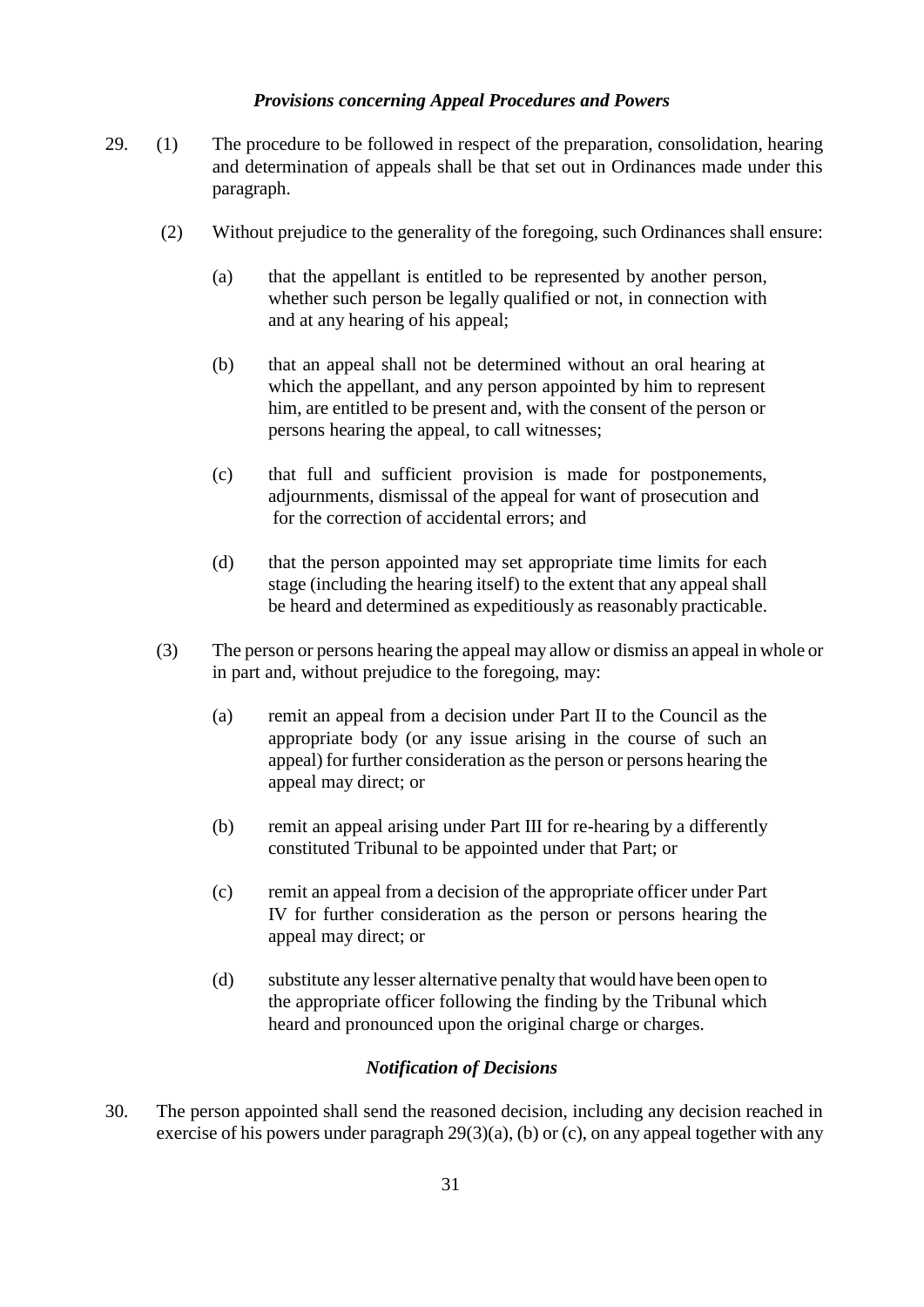### *Provisions concerning Appeal Procedures and Powers*

29. (1) The procedure to be followed in respect of the preparation, consolidation, hearing and determination of appeals shall be that set out in Ordinances made under this paragraph.

(2) Without prejudice to the generality of the foregoing, such Ordinances shall ensure:

(a) that the appellant is entitled to be represented by another person, whether such person be legally qualified or not, in connection with and at any hearing of his appeal;

(b) that an appeal shall not be determined without an oral hearing at which the appellant, and any person appointed by him to represent him, are entitled to be present and, with the consent of the person or persons hearing the appeal, to call witnesses;

(c) that full and sufficient provision is made for postponements, adjournments, dismissal of the appeal for want of prosecution and for the correction of accidental errors; and

(d) that the person appointed may set appropriate time limits for each stage (including the hearing itself) to the extent that any appeal shall be heard and determined as expeditiously as reasonably practicable.

(3) The person or persons hearing the appeal may allow or dismiss an appeal in whole or in part and, without prejudice to the foregoing, may:

(a) remit an appeal from a decision under Part II to the Council as the appropriate body (or any issue arising in the course of such an appeal) for further consideration as the person or persons hearing the appeal may direct; or

(b) remit an appeal arising under Part III for re-hearing by a differently constituted Tribunal to be appointed under that Part; or

(c) remit an appeal from a decision of the appropriate officer under Part IV for further consideration as the person or persons hearing the appeal may direct; or

(d) substitute any lesser alternative penalty that would have been open to the appropriate officer following the finding by the Tribunal which heard and pronounced upon the original charge or charges.

### *Notification of Decisions*

30. The person appointed shall send the reasoned decision, including any decision reached in exercise of his powers under paragraph 29(3)(a), (b) or (c), on any appeal together with any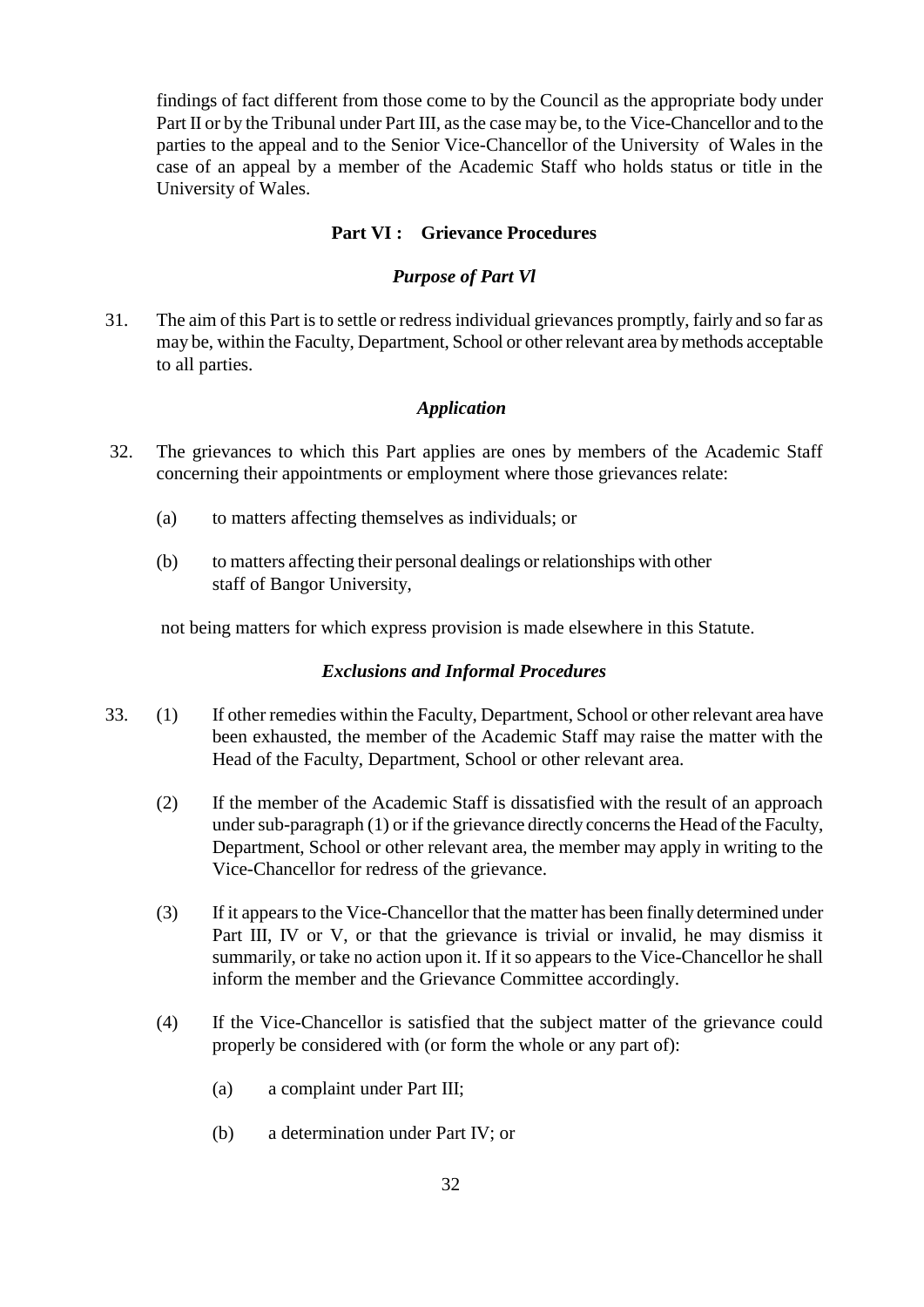findings of fact different from those come to by the Council as the appropriate body under Part II or by the Tribunal under Part III, as the case may be, to the Vice-Chancellor and to the parties to the appeal and to the Senior Vice-Chancellor of the University of Wales in the case of an appeal by a member of the Academic Staff who holds status or title in the University of Wales.

## Part VI : Grievance Procedures

### *Purpose of Part Vl*

31. The aim of this Part is to settle or redress individual grievances promptly, fairly and so far as may be, within the Faculty, Department, School or other relevant area by methods acceptable to all parties.

### *Application*

32. The grievances to which this Part applies are ones by members of the Academic Staff concerning their appointments or employment where those grievances relate:

    (a) to matters affecting themselves as individuals; or

    (b) to matters affecting their personal dealings or relationships with other staff of Bangor University,

    not being matters for which express provision is made elsewhere in this Statute.

### *Exclusions and Informal Procedures*

33. (1) If other remedies within the Faculty, Department, School or other relevant area have been exhausted, the member of the Academic Staff may raise the matter with the Head of the Faculty, Department, School or other relevant area.

    (2) If the member of the Academic Staff is dissatisfied with the result of an approach under sub-paragraph (1) or if the grievance directly concerns the Head of the Faculty, Department, School or other relevant area, the member may apply in writing to the Vice-Chancellor for redress of the grievance.

    (3) If it appears to the Vice-Chancellor that the matter has been finally determined under Part III, IV or V, or that the grievance is trivial or invalid, he may dismiss it summarily, or take no action upon it. If it so appears to the Vice-Chancellor he shall inform the member and the Grievance Committee accordingly.

    (4) If the Vice-Chancellor is satisfied that the subject matter of the grievance could properly be considered with (or form the whole or any part of):

    (a) a complaint under Part III;

    (b) a determination under Part IV; or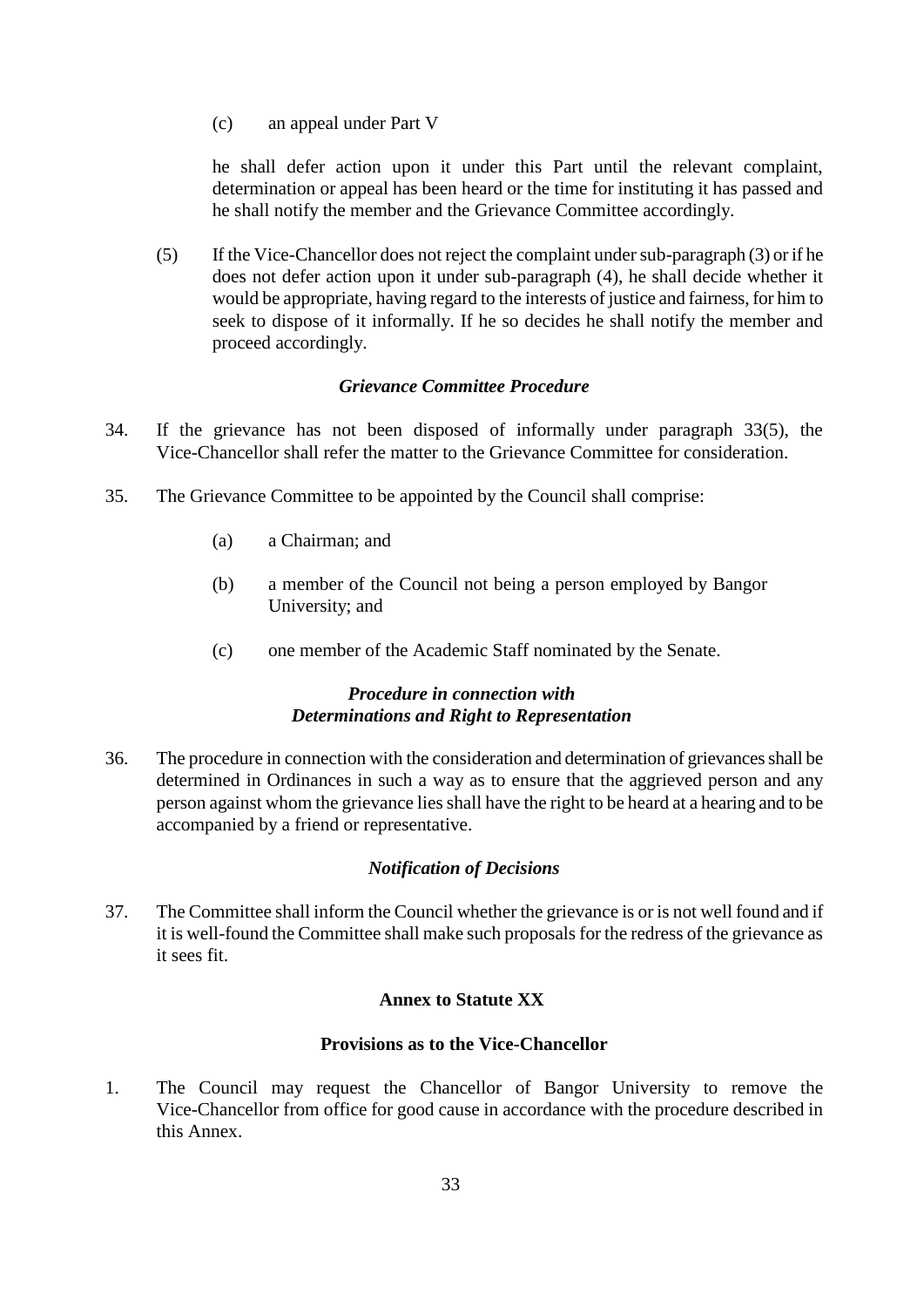(c) an appeal under Part V

he shall defer action upon it under this Part until the relevant complaint, determination or appeal has been heard or the time for instituting it has passed and he shall notify the member and the Grievance Committee accordingly.

(5) If the Vice-Chancellor does not reject the complaint under sub-paragraph (3) or if he does not defer action upon it under sub-paragraph (4), he shall decide whether it would be appropriate, having regard to the interests of justice and fairness, for him to seek to dispose of it informally. If he so decides he shall notify the member and proceed accordingly.

### *Grievance Committee Procedure*

34. If the grievance has not been disposed of informally under paragraph 33(5), the Vice-Chancellor shall refer the matter to the Grievance Committee for consideration.

35. The Grievance Committee to be appointed by the Council shall comprise:

   (a) a Chairman; and

   (b) a member of the Council not being a person employed by Bangor University; and

   (c) one member of the Academic Staff nominated by the Senate.

### *Procedure in connection with Determinations and Right to Representation*

36. The procedure in connection with the consideration and determination of grievances shall be determined in Ordinances in such a way as to ensure that the aggrieved person and any person against whom the grievance lies shall have the right to be heard at a hearing and to be accompanied by a friend or representative.

### *Notification of Decisions*

37. The Committee shall inform the Council whether the grievance is or is not well found and if it is well-found the Committee shall make such proposals for the redress of the grievance as it sees fit.

## **Annex to Statute XX**

### **Provisions as to the Vice-Chancellor**

1. The Council may request the Chancellor of Bangor University to remove the Vice-Chancellor from office for good cause in accordance with the procedure described in this Annex.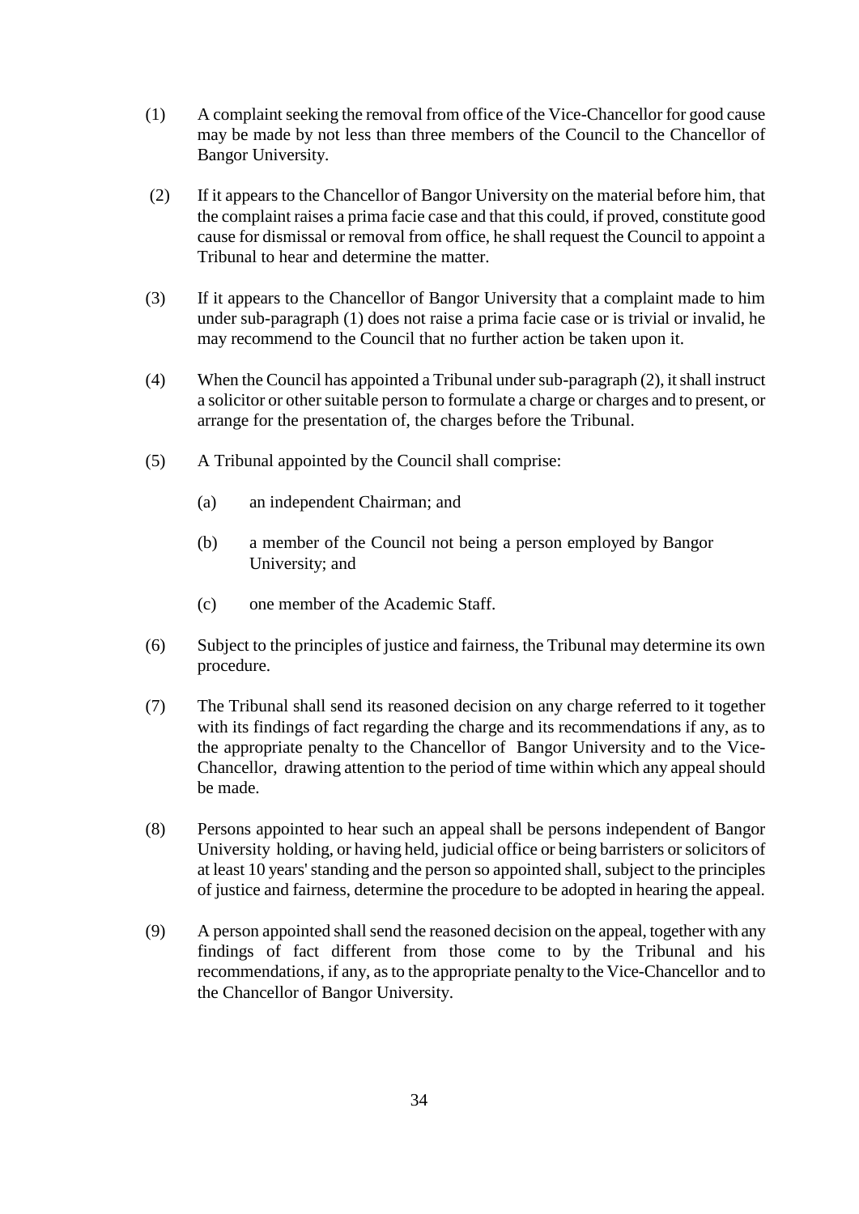(1) A complaint seeking the removal from office of the Vice-Chancellor for good cause may be made by not less than three members of the Council to the Chancellor of Bangor University.

(2) If it appears to the Chancellor of Bangor University on the material before him, that the complaint raises a prima facie case and that this could, if proved, constitute good cause for dismissal or removal from office, he shall request the Council to appoint a Tribunal to hear and determine the matter.

(3) If it appears to the Chancellor of Bangor University that a complaint made to him under sub-paragraph (1) does not raise a prima facie case or is trivial or invalid, he may recommend to the Council that no further action be taken upon it.

(4) When the Council has appointed a Tribunal under sub-paragraph (2), it shall instruct a solicitor or other suitable person to formulate a charge or charges and to present, or arrange for the presentation of, the charges before the Tribunal.

(5) A Tribunal appointed by the Council shall comprise:

   (a) an independent Chairman; and

   (b) a member of the Council not being a person employed by Bangor University; and

   (c) one member of the Academic Staff.

(6) Subject to the principles of justice and fairness, the Tribunal may determine its own procedure.

(7) The Tribunal shall send its reasoned decision on any charge referred to it together with its findings of fact regarding the charge and its recommendations if any, as to the appropriate penalty to the Chancellor of Bangor University and to the Vice-Chancellor, drawing attention to the period of time within which any appeal should be made.

(8) Persons appointed to hear such an appeal shall be persons independent of Bangor University holding, or having held, judicial office or being barristers or solicitors of at least 10 years' standing and the person so appointed shall, subject to the principles of justice and fairness, determine the procedure to be adopted in hearing the appeal.

(9) A person appointed shall send the reasoned decision on the appeal, together with any findings of fact different from those come to by the Tribunal and his recommendations, if any, as to the appropriate penalty to the Vice-Chancellor and to the Chancellor of Bangor University.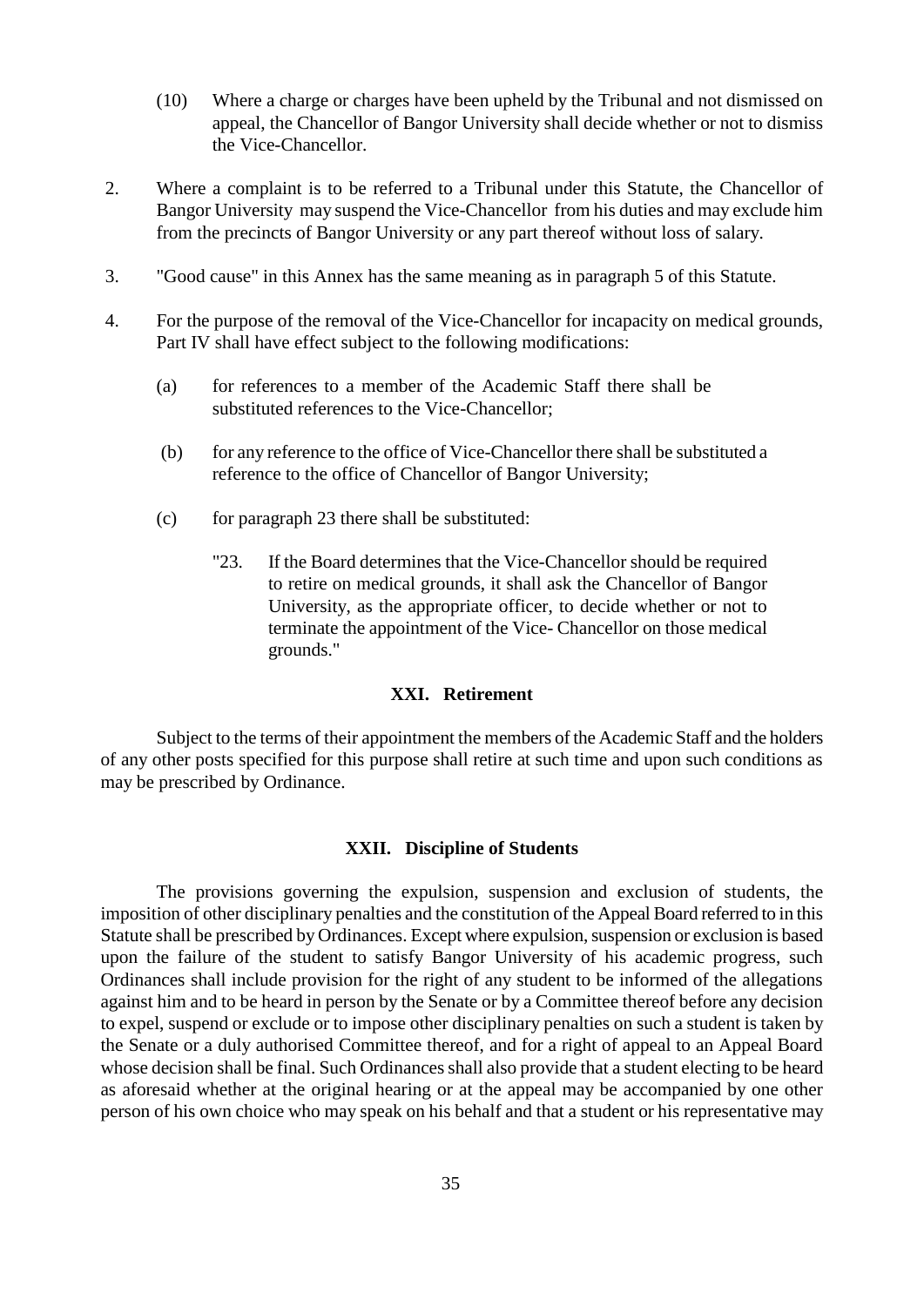(10) Where a charge or charges have been upheld by the Tribunal and not dismissed on appeal, the Chancellor of Bangor University shall decide whether or not to dismiss the Vice-Chancellor.

2. Where a complaint is to be referred to a Tribunal under this Statute, the Chancellor of Bangor University may suspend the Vice-Chancellor from his duties and may exclude him from the precincts of Bangor University or any part thereof without loss of salary.

3. "Good cause" in this Annex has the same meaning as in paragraph 5 of this Statute.

4. For the purpose of the removal of the Vice-Chancellor for incapacity on medical grounds, Part IV shall have effect subject to the following modifications:

(a) for references to a member of the Academic Staff there shall be substituted references to the Vice-Chancellor;

(b) for any reference to the office of Vice-Chancellor there shall be substituted a reference to the office of Chancellor of Bangor University;

(c) for paragraph 23 there shall be substituted:

"23. If the Board determines that the Vice-Chancellor should be required to retire on medical grounds, it shall ask the Chancellor of Bangor University, as the appropriate officer, to decide whether or not to terminate the appointment of the Vice- Chancellor on those medical grounds."

## XXI. Retirement

Subject to the terms of their appointment the members of the Academic Staff and the holders of any other posts specified for this purpose shall retire at such time and upon such conditions as may be prescribed by Ordinance.

## XXII. Discipline of Students

The provisions governing the expulsion, suspension and exclusion of students, the imposition of other disciplinary penalties and the constitution of the Appeal Board referred to in this Statute shall be prescribed by Ordinances. Except where expulsion, suspension or exclusion is based upon the failure of the student to satisfy Bangor University of his academic progress, such Ordinances shall include provision for the right of any student to be informed of the allegations against him and to be heard in person by the Senate or by a Committee thereof before any decision to expel, suspend or exclude or to impose other disciplinary penalties on such a student is taken by the Senate or a duly authorised Committee thereof, and for a right of appeal to an Appeal Board whose decision shall be final. Such Ordinances shall also provide that a student electing to be heard as aforesaid whether at the original hearing or at the appeal may be accompanied by one other person of his own choice who may speak on his behalf and that a student or his representative may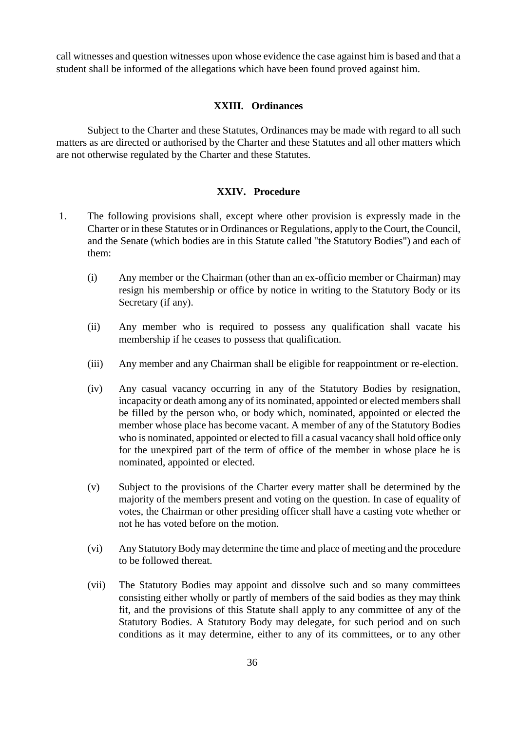call witnesses and question witnesses upon whose evidence the case against him is based and that a student shall be informed of the allegations which have been found proved against him.

## XXIII. Ordinances

Subject to the Charter and these Statutes, Ordinances may be made with regard to all such matters as are directed or authorised by the Charter and these Statutes and all other matters which are not otherwise regulated by the Charter and these Statutes.

## XXIV. Procedure

1. The following provisions shall, except where other provision is expressly made in the Charter or in these Statutes or in Ordinances or Regulations, apply to the Court, the Council, and the Senate (which bodies are in this Statute called "the Statutory Bodies") and each of them:

   (i) Any member or the Chairman (other than an ex-officio member or Chairman) may resign his membership or office by notice in writing to the Statutory Body or its Secretary (if any).

   (ii) Any member who is required to possess any qualification shall vacate his membership if he ceases to possess that qualification.

   (iii) Any member and any Chairman shall be eligible for reappointment or re-election.

   (iv) Any casual vacancy occurring in any of the Statutory Bodies by resignation, incapacity or death among any of its nominated, appointed or elected members shall be filled by the person who, or body which, nominated, appointed or elected the member whose place has become vacant. A member of any of the Statutory Bodies who is nominated, appointed or elected to fill a casual vacancy shall hold office only for the unexpired part of the term of office of the member in whose place he is nominated, appointed or elected.

   (v) Subject to the provisions of the Charter every matter shall be determined by the majority of the members present and voting on the question. In case of equality of votes, the Chairman or other presiding officer shall have a casting vote whether or not he has voted before on the motion.

   (vi) Any Statutory Body may determine the time and place of meeting and the procedure to be followed thereat.

   (vii) The Statutory Bodies may appoint and dissolve such and so many committees consisting either wholly or partly of members of the said bodies as they may think fit, and the provisions of this Statute shall apply to any committee of any of the Statutory Bodies. A Statutory Body may delegate, for such period and on such conditions as it may determine, either to any of its committees, or to any other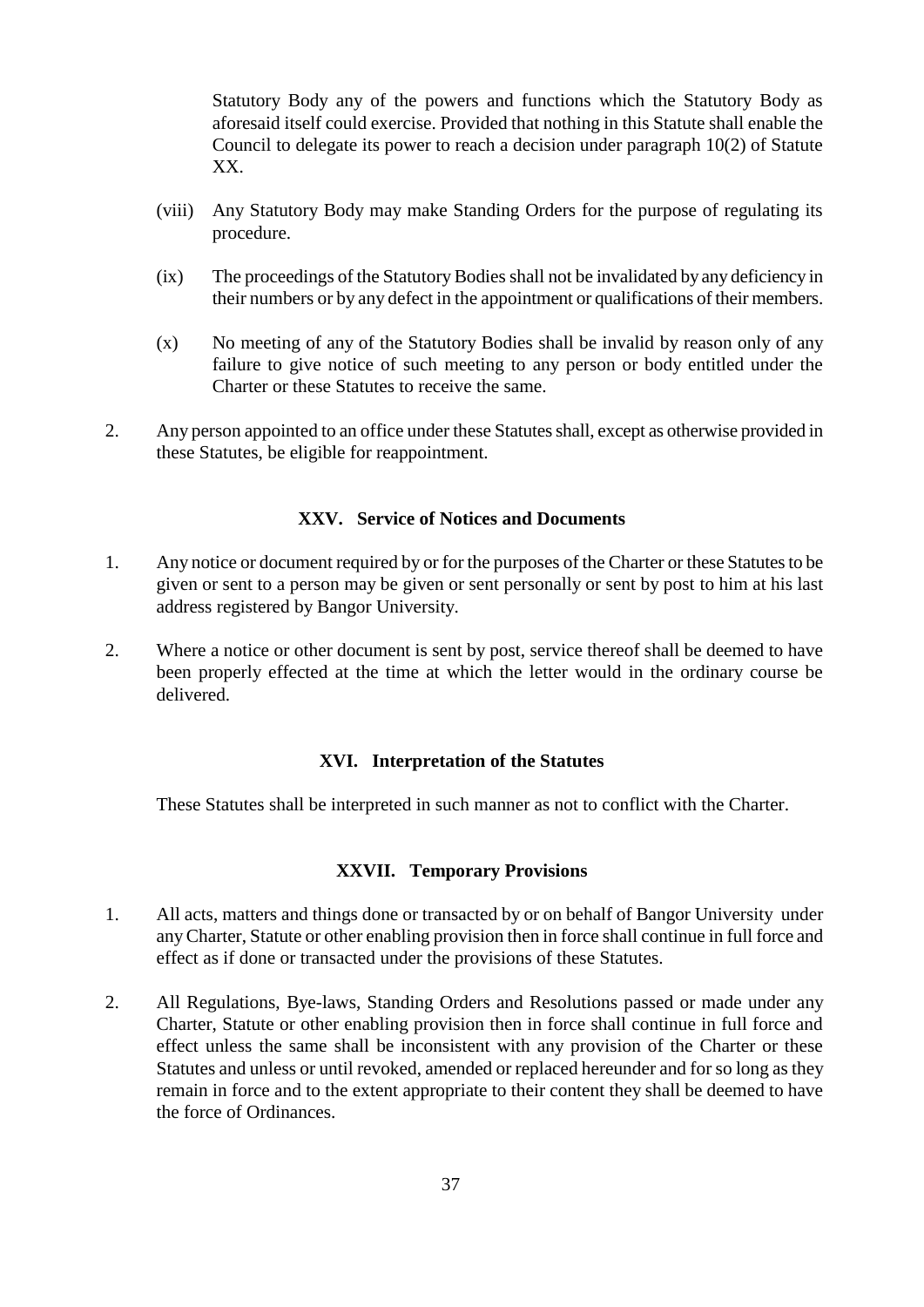Statutory Body any of the powers and functions which the Statutory Body as aforesaid itself could exercise. Provided that nothing in this Statute shall enable the Council to delegate its power to reach a decision under paragraph 10(2) of Statute XX.

(viii) Any Statutory Body may make Standing Orders for the purpose of regulating its procedure.

(ix) The proceedings of the Statutory Bodies shall not be invalidated by any deficiency in their numbers or by any defect in the appointment or qualifications of their members.

(x) No meeting of any of the Statutory Bodies shall be invalid by reason only of any failure to give notice of such meeting to any person or body entitled under the Charter or these Statutes to receive the same.

2. Any person appointed to an office under these Statutes shall, except as otherwise provided in these Statutes, be eligible for reappointment.

### XXV. Service of Notices and Documents

1. Any notice or document required by or for the purposes of the Charter or these Statutes to be given or sent to a person may be given or sent personally or sent by post to him at his last address registered by Bangor University.

2. Where a notice or other document is sent by post, service thereof shall be deemed to have been properly effected at the time at which the letter would in the ordinary course be delivered.

### XVI. Interpretation of the Statutes

These Statutes shall be interpreted in such manner as not to conflict with the Charter.

### XXVII. Temporary Provisions

1. All acts, matters and things done or transacted by or on behalf of Bangor University under any Charter, Statute or other enabling provision then in force shall continue in full force and effect as if done or transacted under the provisions of these Statutes.

2. All Regulations, Bye-laws, Standing Orders and Resolutions passed or made under any Charter, Statute or other enabling provision then in force shall continue in full force and effect unless the same shall be inconsistent with any provision of the Charter or these Statutes and unless or until revoked, amended or replaced hereunder and for so long as they remain in force and to the extent appropriate to their content they shall be deemed to have the force of Ordinances.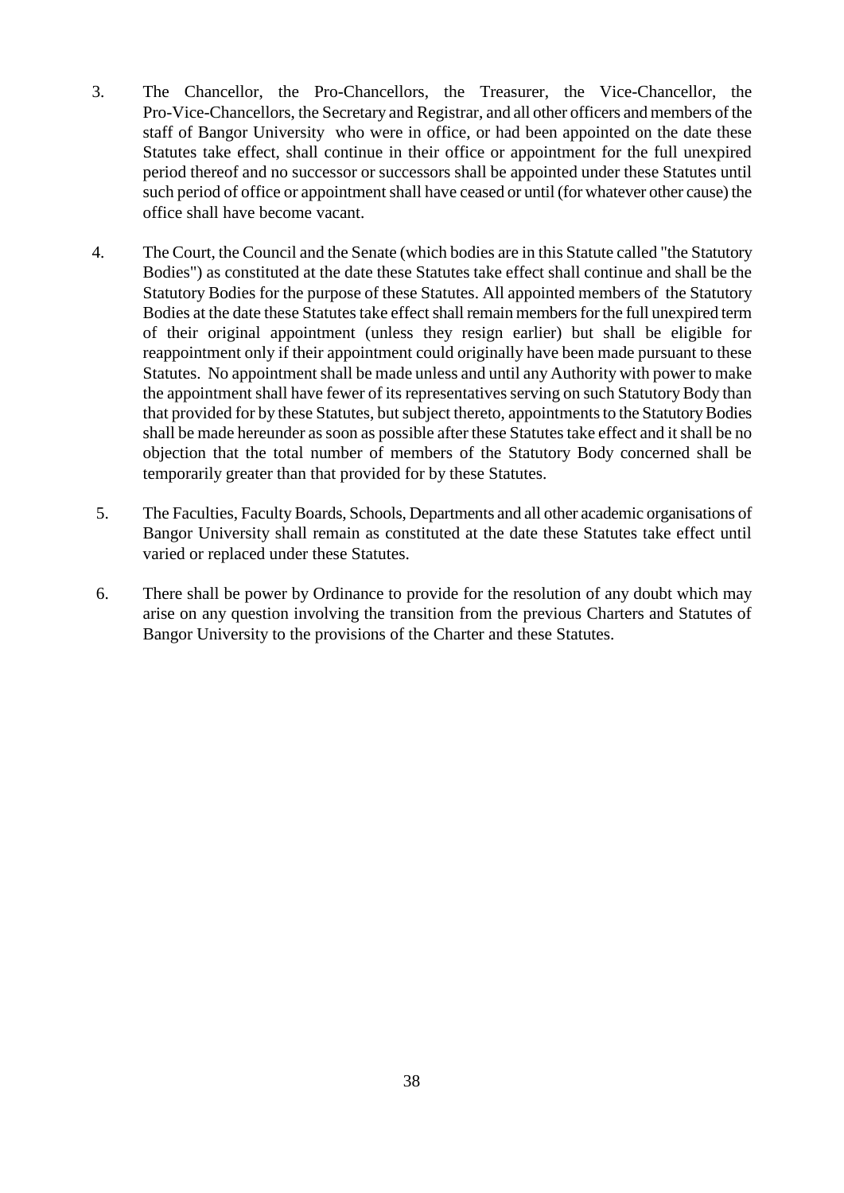3. The Chancellor, the Pro-Chancellors, the Treasurer, the Vice-Chancellor, the Pro-Vice-Chancellors, the Secretary and Registrar, and all other officers and members of the staff of Bangor University who were in office, or had been appointed on the date these Statutes take effect, shall continue in their office or appointment for the full unexpired period thereof and no successor or successors shall be appointed under these Statutes until such period of office or appointment shall have ceased or until (for whatever other cause) the office shall have become vacant.

4. The Court, the Council and the Senate (which bodies are in this Statute called "the Statutory Bodies") as constituted at the date these Statutes take effect shall continue and shall be the Statutory Bodies for the purpose of these Statutes. All appointed members of the Statutory Bodies at the date these Statutes take effect shall remain members for the full unexpired term of their original appointment (unless they resign earlier) but shall be eligible for reappointment only if their appointment could originally have been made pursuant to these Statutes. No appointment shall be made unless and until any Authority with power to make the appointment shall have fewer of its representatives serving on such Statutory Body than that provided for by these Statutes, but subject thereto, appointments to the Statutory Bodies shall be made hereunder as soon as possible after these Statutes take effect and it shall be no objection that the total number of members of the Statutory Body concerned shall be temporarily greater than that provided for by these Statutes.

5. The Faculties, Faculty Boards, Schools, Departments and all other academic organisations of Bangor University shall remain as constituted at the date these Statutes take effect until varied or replaced under these Statutes.

6. There shall be power by Ordinance to provide for the resolution of any doubt which may arise on any question involving the transition from the previous Charters and Statutes of Bangor University to the provisions of the Charter and these Statutes.